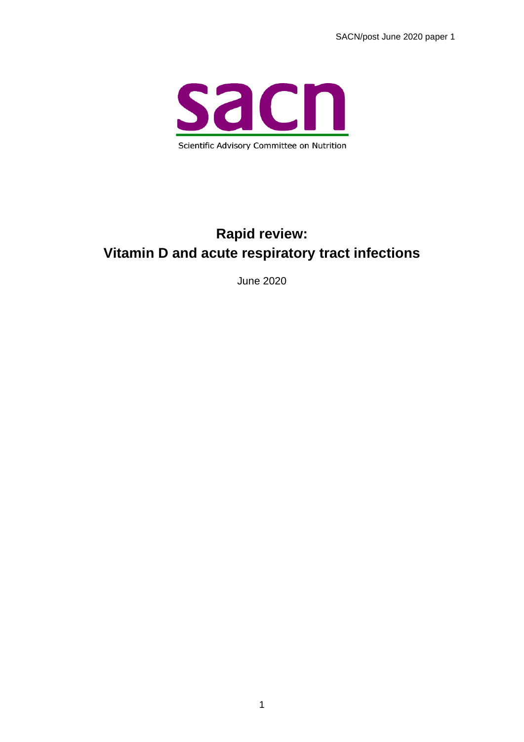SACN/post June 2020 paper 1

sacn

Scientific Advisory Committee on Nutrition

# Rapid review: Vitamin D and acute respiratory tract infections

June 2020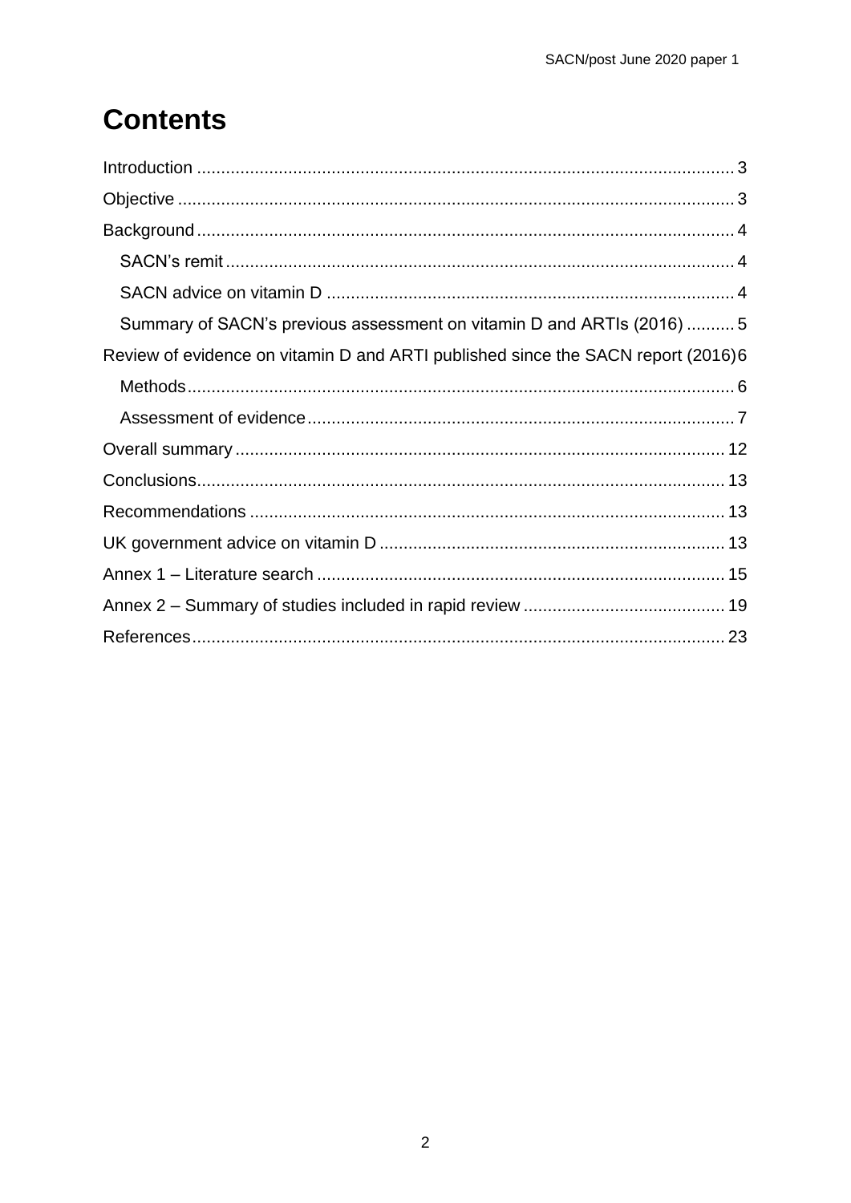# Contents

Introduction .............................................................................................................. 3

Objective .................................................................................................................. 3

Background .............................................................................................................. 4

- SACN's remit ........................................................................................................ 4
- SACN advice on vitamin D ................................................................................... 4
- Summary of SACN's previous assessment on vitamin D and ARTIs (2016) .......... 5

Review of evidence on vitamin D and ARTI published since the SACN report (2016) 6

- Methods ................................................................................................................ 6
- Assessment of evidence ....................................................................................... 7

Overall summary .................................................................................................... 12

Conclusions ............................................................................................................ 13

Recommendations ................................................................................................. 13

UK government advice on vitamin D ...................................................................... 13

Annex 1 – Literature search ................................................................................... 15

Annex 2 – Summary of studies included in rapid review ......................................... 19

References ............................................................................................................. 23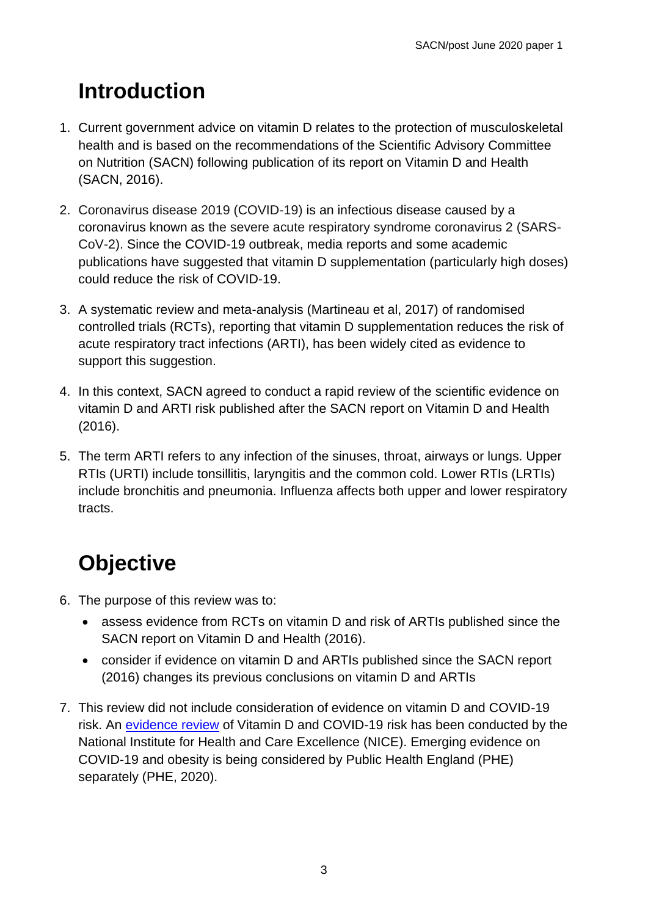# Introduction

1. Current government advice on vitamin D relates to the protection of musculoskeletal health and is based on the recommendations of the Scientific Advisory Committee on Nutrition (SACN) following publication of its report on Vitamin D and Health (SACN, 2016).

2. Coronavirus disease 2019 (COVID-19) is an infectious disease caused by a coronavirus known as the severe acute respiratory syndrome coronavirus 2 (SARS-CoV-2). Since the COVID-19 outbreak, media reports and some academic publications have suggested that vitamin D supplementation (particularly high doses) could reduce the risk of COVID-19.

3. A systematic review and meta-analysis (Martineau et al, 2017) of randomised controlled trials (RCTs), reporting that vitamin D supplementation reduces the risk of acute respiratory tract infections (ARTI), has been widely cited as evidence to support this suggestion.

4. In this context, SACN agreed to conduct a rapid review of the scientific evidence on vitamin D and ARTI risk published after the SACN report on Vitamin D and Health (2016).

5. The term ARTI refers to any infection of the sinuses, throat, airways or lungs. Upper RTIs (URTI) include tonsillitis, laryngitis and the common cold. Lower RTIs (LRTIs) include bronchitis and pneumonia. Influenza affects both upper and lower respiratory tracts.

# Objective

6. The purpose of this review was to:
   - assess evidence from RCTs on vitamin D and risk of ARTIs published since the SACN report on Vitamin D and Health (2016).
   - consider if evidence on vitamin D and ARTIs published since the SACN report (2016) changes its previous conclusions on vitamin D and ARTIs

7. This review did not include consideration of evidence on vitamin D and COVID-19 risk. An evidence review of Vitamin D and COVID-19 risk has been conducted by the National Institute for Health and Care Excellence (NICE). Emerging evidence on COVID-19 and obesity is being considered by Public Health England (PHE) separately (PHE, 2020).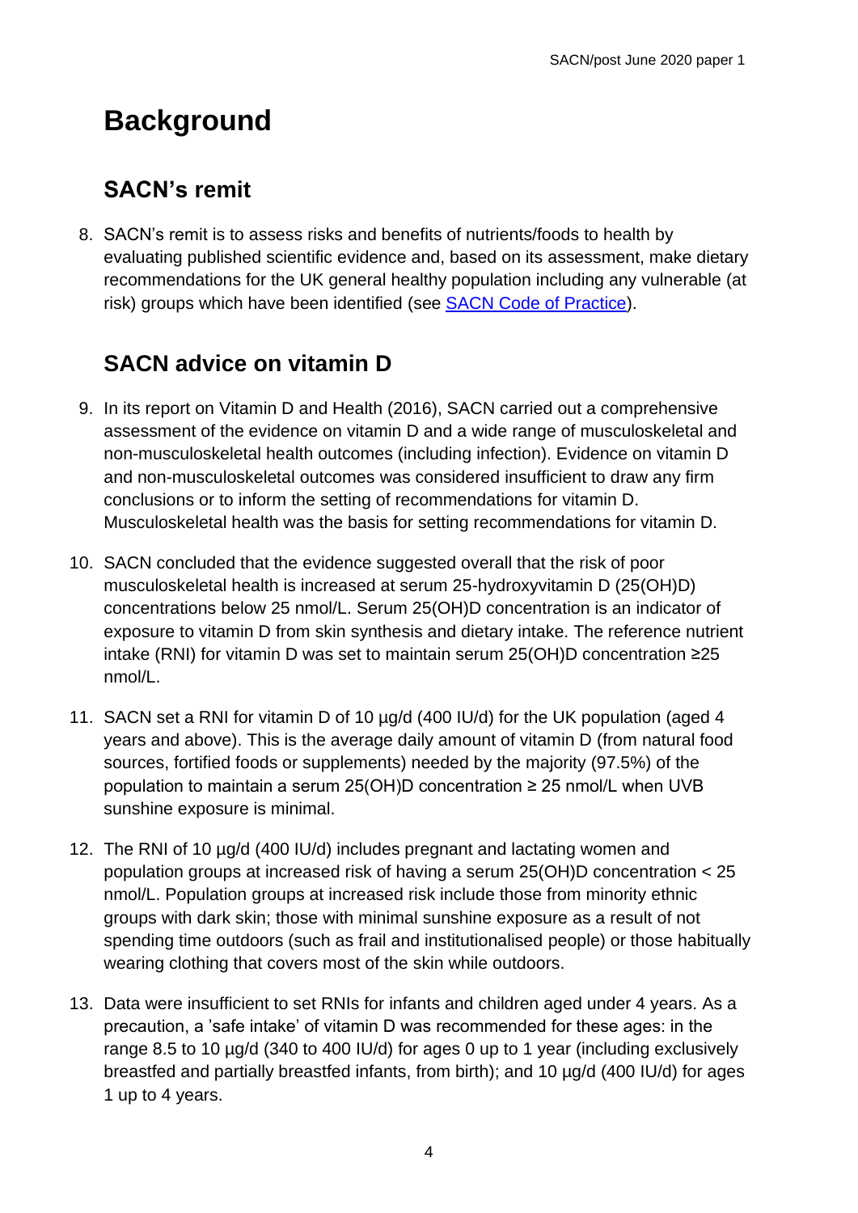# Background

## SACN's remit

8. SACN's remit is to assess risks and benefits of nutrients/foods to health by evaluating published scientific evidence and, based on its assessment, make dietary recommendations for the UK general healthy population including any vulnerable (at risk) groups which have been identified (see [SACN Code of Practice](#)).

## SACN advice on vitamin D

9. In its report on Vitamin D and Health (2016), SACN carried out a comprehensive assessment of the evidence on vitamin D and a wide range of musculoskeletal and non-musculoskeletal health outcomes (including infection). Evidence on vitamin D and non-musculoskeletal outcomes was considered insufficient to draw any firm conclusions or to inform the setting of recommendations for vitamin D. Musculoskeletal health was the basis for setting recommendations for vitamin D.

10. SACN concluded that the evidence suggested overall that the risk of poor musculoskeletal health is increased at serum 25-hydroxyvitamin D (25(OH)D) concentrations below 25 nmol/L. Serum 25(OH)D concentration is an indicator of exposure to vitamin D from skin synthesis and dietary intake. The reference nutrient intake (RNI) for vitamin D was set to maintain serum 25(OH)D concentration ≥25 nmol/L.

11. SACN set a RNI for vitamin D of 10 µg/d (400 IU/d) for the UK population (aged 4 years and above). This is the average daily amount of vitamin D (from natural food sources, fortified foods or supplements) needed by the majority (97.5%) of the population to maintain a serum 25(OH)D concentration ≥ 25 nmol/L when UVB sunshine exposure is minimal.

12. The RNI of 10 µg/d (400 IU/d) includes pregnant and lactating women and population groups at increased risk of having a serum 25(OH)D concentration < 25 nmol/L. Population groups at increased risk include those from minority ethnic groups with dark skin; those with minimal sunshine exposure as a result of not spending time outdoors (such as frail and institutionalised people) or those habitually wearing clothing that covers most of the skin while outdoors.

13. Data were insufficient to set RNIs for infants and children aged under 4 years. As a precaution, a 'safe intake' of vitamin D was recommended for these ages: in the range 8.5 to 10 µg/d (340 to 400 IU/d) for ages 0 up to 1 year (including exclusively breastfed and partially breastfed infants, from birth); and 10 µg/d (400 IU/d) for ages 1 up to 4 years.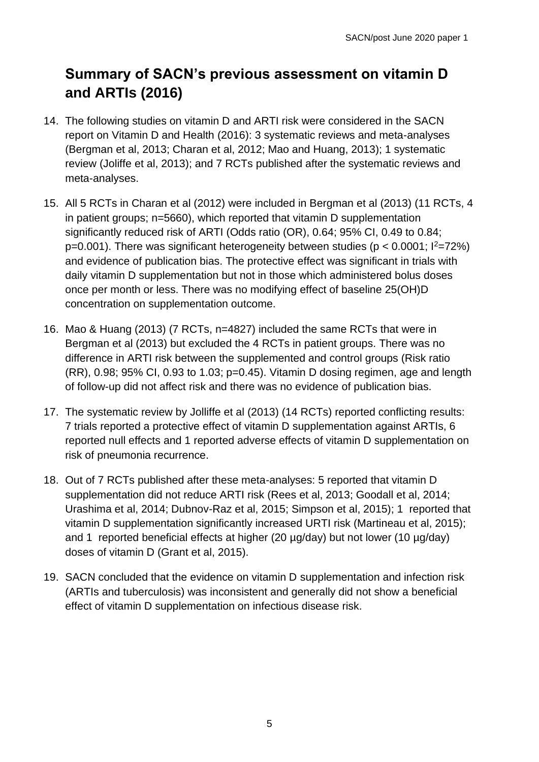## Summary of SACN's previous assessment on vitamin D and ARTIs (2016)

14. The following studies on vitamin D and ARTI risk were considered in the SACN report on Vitamin D and Health (2016): 3 systematic reviews and meta-analyses (Bergman et al, 2013; Charan et al, 2012; Mao and Huang, 2013); 1 systematic review (Joliffe et al, 2013); and 7 RCTs published after the systematic reviews and meta-analyses.

15. All 5 RCTs in Charan et al (2012) were included in Bergman et al (2013) (11 RCTs, 4 in patient groups; n=5660), which reported that vitamin D supplementation significantly reduced risk of ARTI (Odds ratio (OR), 0.64; 95% CI, 0.49 to 0.84; p=0.001). There was significant heterogeneity between studies ($p < 0.0001$; $I^2$=72%) and evidence of publication bias. The protective effect was significant in trials with daily vitamin D supplementation but not in those which administered bolus doses once per month or less. There was no modifying effect of baseline 25(OH)D concentration on supplementation outcome.

16. Mao & Huang (2013) (7 RCTs, n=4827) included the same RCTs that were in Bergman et al (2013) but excluded the 4 RCTs in patient groups. There was no difference in ARTI risk between the supplemented and control groups (Risk ratio (RR), 0.98; 95% CI, 0.93 to 1.03; p=0.45). Vitamin D dosing regimen, age and length of follow-up did not affect risk and there was no evidence of publication bias.

17. The systematic review by Jolliffe et al (2013) (14 RCTs) reported conflicting results: 7 trials reported a protective effect of vitamin D supplementation against ARTIs, 6 reported null effects and 1 reported adverse effects of vitamin D supplementation on risk of pneumonia recurrence.

18. Out of 7 RCTs published after these meta-analyses: 5 reported that vitamin D supplementation did not reduce ARTI risk (Rees et al, 2013; Goodall et al, 2014; Urashima et al, 2014; Dubnov-Raz et al, 2015; Simpson et al, 2015); 1 reported that vitamin D supplementation significantly increased URTI risk (Martineau et al, 2015); and 1 reported beneficial effects at higher (20 µg/day) but not lower (10 µg/day) doses of vitamin D (Grant et al, 2015).

19. SACN concluded that the evidence on vitamin D supplementation and infection risk (ARTIs and tuberculosis) was inconsistent and generally did not show a beneficial effect of vitamin D supplementation on infectious disease risk.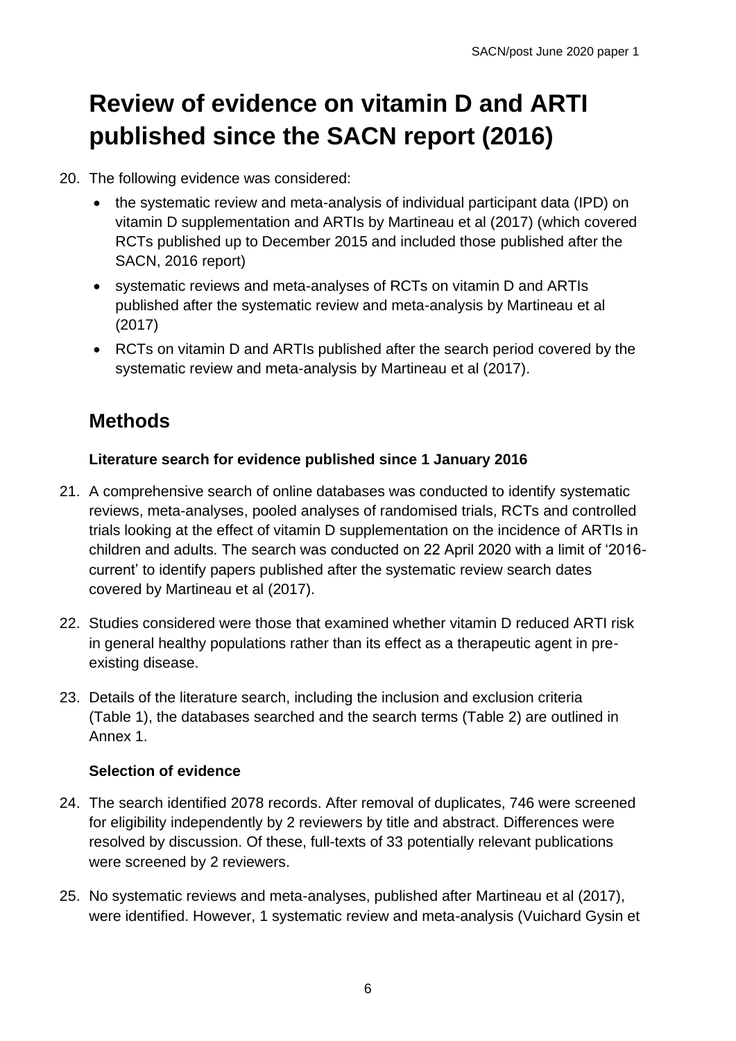# Review of evidence on vitamin D and ARTI published since the SACN report (2016)

20. The following evidence was considered:
    - the systematic review and meta-analysis of individual participant data (IPD) on vitamin D supplementation and ARTIs by Martineau et al (2017) (which covered RCTs published up to December 2015 and included those published after the SACN, 2016 report)
    - systematic reviews and meta-analyses of RCTs on vitamin D and ARTIs published after the systematic review and meta-analysis by Martineau et al (2017)
    - RCTs on vitamin D and ARTIs published after the search period covered by the systematic review and meta-analysis by Martineau et al (2017).

## Methods

### Literature search for evidence published since 1 January 2016

21. A comprehensive search of online databases was conducted to identify systematic reviews, meta-analyses, pooled analyses of randomised trials, RCTs and controlled trials looking at the effect of vitamin D supplementation on the incidence of ARTIs in children and adults. The search was conducted on 22 April 2020 with a limit of '2016-current' to identify papers published after the systematic review search dates covered by Martineau et al (2017).

22. Studies considered were those that examined whether vitamin D reduced ARTI risk in general healthy populations rather than its effect as a therapeutic agent in pre-existing disease.

23. Details of the literature search, including the inclusion and exclusion criteria (Table 1), the databases searched and the search terms (Table 2) are outlined in Annex 1.

### Selection of evidence

24. The search identified 2078 records. After removal of duplicates, 746 were screened for eligibility independently by 2 reviewers by title and abstract. Differences were resolved by discussion. Of these, full-texts of 33 potentially relevant publications were screened by 2 reviewers.

25. No systematic reviews and meta-analyses, published after Martineau et al (2017), were identified. However, 1 systematic review and meta-analysis (Vuichard Gysin et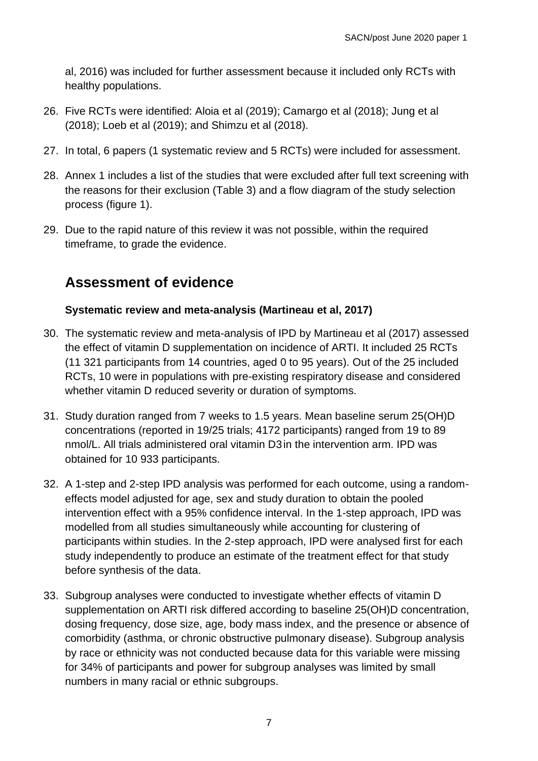al, 2016) was included for further assessment because it included only RCTs with healthy populations.

26. Five RCTs were identified: Aloia et al (2019); Camargo et al (2018); Jung et al (2018); Loeb et al (2019); and Shimzu et al (2018).

27. In total, 6 papers (1 systematic review and 5 RCTs) were included for assessment.

28. Annex 1 includes a list of the studies that were excluded after full text screening with the reasons for their exclusion (Table 3) and a flow diagram of the study selection process (figure 1).

29. Due to the rapid nature of this review it was not possible, within the required timeframe, to grade the evidence.

## Assessment of evidence

### Systematic review and meta-analysis (Martineau et al, 2017)

30. The systematic review and meta-analysis of IPD by Martineau et al (2017) assessed the effect of vitamin D supplementation on incidence of ARTI. It included 25 RCTs (11 321 participants from 14 countries, aged 0 to 95 years). Out of the 25 included RCTs, 10 were in populations with pre-existing respiratory disease and considered whether vitamin D reduced severity or duration of symptoms.

31. Study duration ranged from 7 weeks to 1.5 years. Mean baseline serum 25(OH)D concentrations (reported in 19/25 trials; 4172 participants) ranged from 19 to 89 nmol/L. All trials administered oral vitamin D3 in the intervention arm. IPD was obtained for 10 933 participants.

32. A 1-step and 2-step IPD analysis was performed for each outcome, using a random-effects model adjusted for age, sex and study duration to obtain the pooled intervention effect with a 95% confidence interval. In the 1-step approach, IPD was modelled from all studies simultaneously while accounting for clustering of participants within studies. In the 2-step approach, IPD were analysed first for each study independently to produce an estimate of the treatment effect for that study before synthesis of the data.

33. Subgroup analyses were conducted to investigate whether effects of vitamin D supplementation on ARTI risk differed according to baseline 25(OH)D concentration, dosing frequency, dose size, age, body mass index, and the presence or absence of comorbidity (asthma, or chronic obstructive pulmonary disease). Subgroup analysis by race or ethnicity was not conducted because data for this variable were missing for 34% of participants and power for subgroup analyses was limited by small numbers in many racial or ethnic subgroups.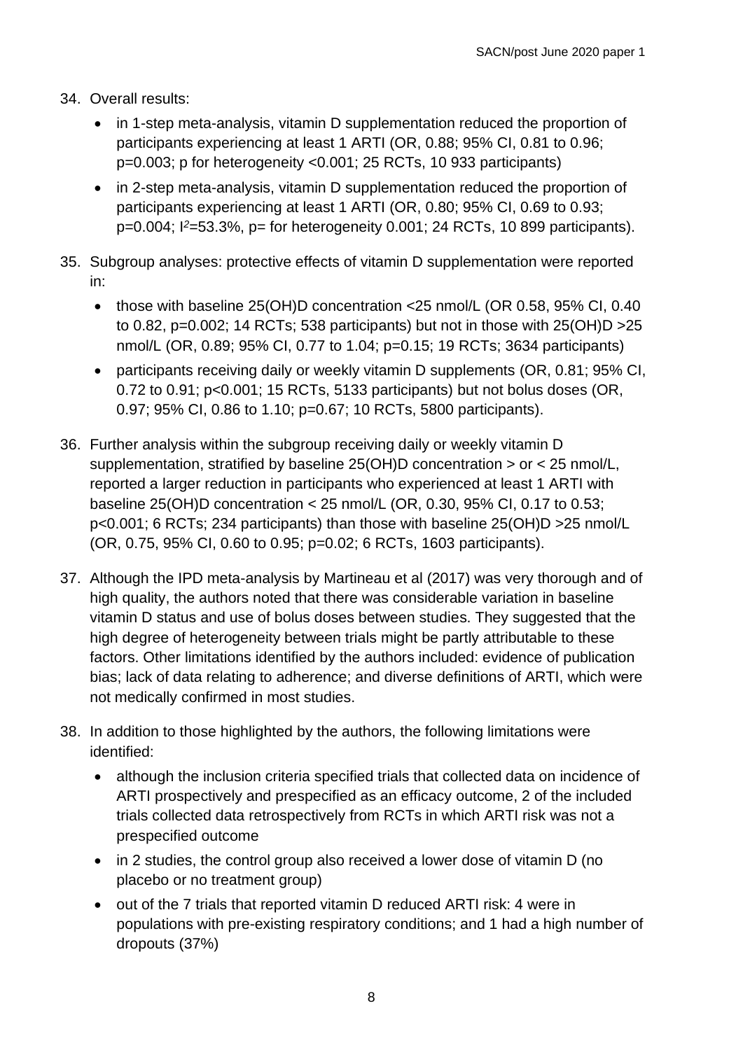34. Overall results:
    - in 1-step meta-analysis, vitamin D supplementation reduced the proportion of participants experiencing at least 1 ARTI (OR, 0.88; 95% CI, 0.81 to 0.96; p=0.003; p for heterogeneity <0.001; 25 RCTs, 10 933 participants)
    - in 2-step meta-analysis, vitamin D supplementation reduced the proportion of participants experiencing at least 1 ARTI (OR, 0.80; 95% CI, 0.69 to 0.93; p=0.004; $I^2$=53.3%, p= for heterogeneity 0.001; 24 RCTs, 10 899 participants).

35. Subgroup analyses: protective effects of vitamin D supplementation were reported in:
    - those with baseline 25(OH)D concentration <25 nmol/L (OR 0.58, 95% CI, 0.40 to 0.82, p=0.002; 14 RCTs; 538 participants) but not in those with 25(OH)D >25 nmol/L (OR, 0.89; 95% CI, 0.77 to 1.04; p=0.15; 19 RCTs; 3634 participants)
    - participants receiving daily or weekly vitamin D supplements (OR, 0.81; 95% CI, 0.72 to 0.91; p<0.001; 15 RCTs, 5133 participants) but not bolus doses (OR, 0.97; 95% CI, 0.86 to 1.10; p=0.67; 10 RCTs, 5800 participants).

36. Further analysis within the subgroup receiving daily or weekly vitamin D supplementation, stratified by baseline 25(OH)D concentration > or < 25 nmol/L, reported a larger reduction in participants who experienced at least 1 ARTI with baseline 25(OH)D concentration < 25 nmol/L (OR, 0.30, 95% CI, 0.17 to 0.53; p<0.001; 6 RCTs; 234 participants) than those with baseline 25(OH)D >25 nmol/L (OR, 0.75, 95% CI, 0.60 to 0.95; p=0.02; 6 RCTs, 1603 participants).

37. Although the IPD meta-analysis by Martineau et al (2017) was very thorough and of high quality, the authors noted that there was considerable variation in baseline vitamin D status and use of bolus doses between studies. They suggested that the high degree of heterogeneity between trials might be partly attributable to these factors. Other limitations identified by the authors included: evidence of publication bias; lack of data relating to adherence; and diverse definitions of ARTI, which were not medically confirmed in most studies.

38. In addition to those highlighted by the authors, the following limitations were identified:
    - although the inclusion criteria specified trials that collected data on incidence of ARTI prospectively and prespecified as an efficacy outcome, 2 of the included trials collected data retrospectively from RCTs in which ARTI risk was not a prespecified outcome
    - in 2 studies, the control group also received a lower dose of vitamin D (no placebo or no treatment group)
    - out of the 7 trials that reported vitamin D reduced ARTI risk: 4 were in populations with pre-existing respiratory conditions; and 1 had a high number of dropouts (37%)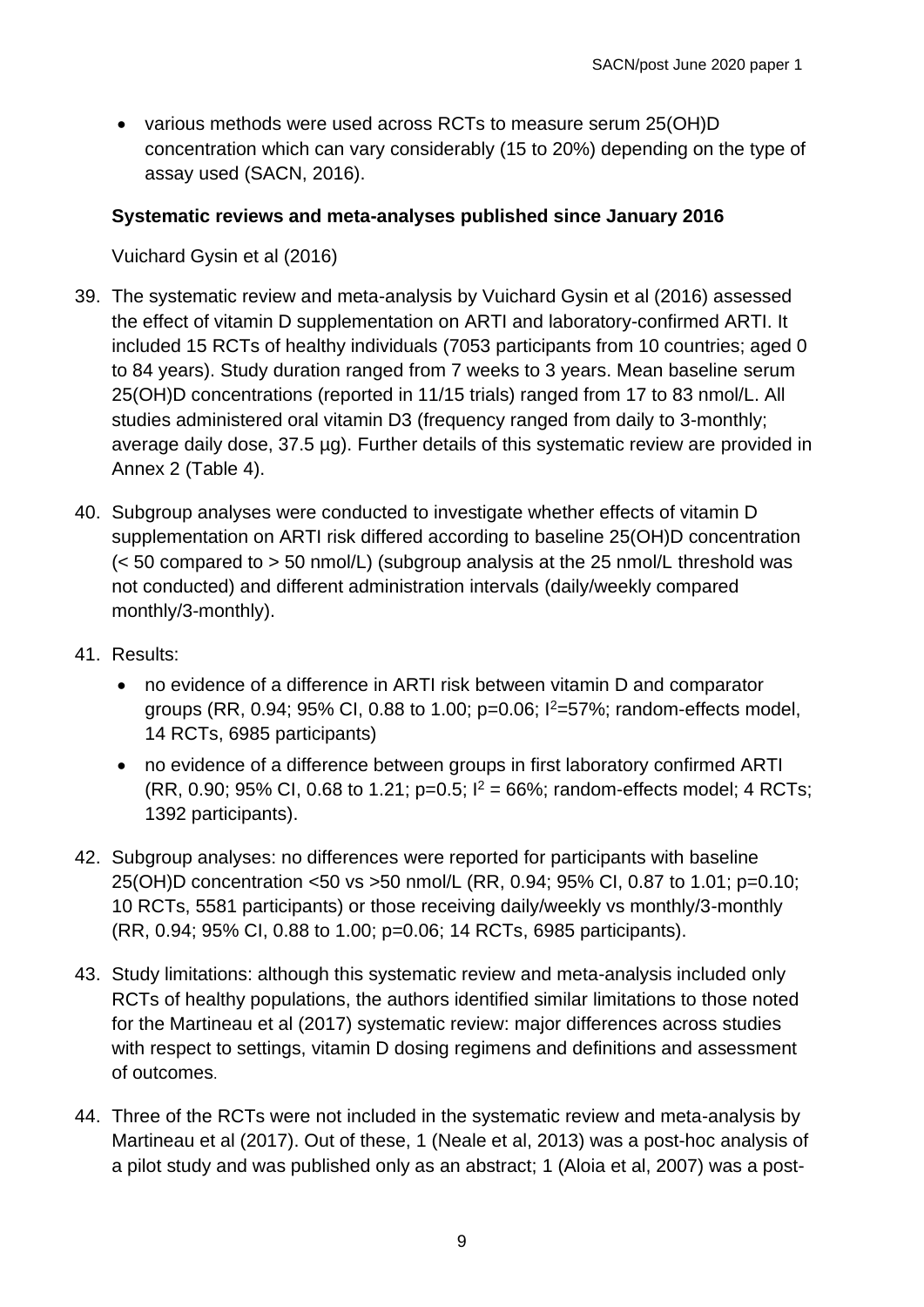- various methods were used across RCTs to measure serum 25(OH)D concentration which can vary considerably (15 to 20%) depending on the type of assay used (SACN, 2016).

**Systematic reviews and meta-analyses published since January 2016**

Vuichard Gysin et al (2016)

39. The systematic review and meta-analysis by Vuichard Gysin et al (2016) assessed the effect of vitamin D supplementation on ARTI and laboratory-confirmed ARTI. It included 15 RCTs of healthy individuals (7053 participants from 10 countries; aged 0 to 84 years). Study duration ranged from 7 weeks to 3 years. Mean baseline serum 25(OH)D concentrations (reported in 11/15 trials) ranged from 17 to 83 nmol/L. All studies administered oral vitamin D3 (frequency ranged from daily to 3-monthly; average daily dose, 37.5 µg). Further details of this systematic review are provided in Annex 2 (Table 4).

40. Subgroup analyses were conducted to investigate whether effects of vitamin D supplementation on ARTI risk differed according to baseline 25(OH)D concentration (< 50 compared to > 50 nmol/L) (subgroup analysis at the 25 nmol/L threshold was not conducted) and different administration intervals (daily/weekly compared monthly/3-monthly).

41. Results:
    - no evidence of a difference in ARTI risk between vitamin D and comparator groups (RR, 0.94; 95% CI, 0.88 to 1.00; p=0.06; $I^2$=57%; random-effects model, 14 RCTs, 6985 participants)
    - no evidence of a difference between groups in first laboratory confirmed ARTI (RR, 0.90; 95% CI, 0.68 to 1.21; p=0.5; $I^2$ = 66%; random-effects model; 4 RCTs; 1392 participants).

42. Subgroup analyses: no differences were reported for participants with baseline 25(OH)D concentration <50 vs >50 nmol/L (RR, 0.94; 95% CI, 0.87 to 1.01; p=0.10; 10 RCTs, 5581 participants) or those receiving daily/weekly vs monthly/3-monthly (RR, 0.94; 95% CI, 0.88 to 1.00; p=0.06; 14 RCTs, 6985 participants).

43. Study limitations: although this systematic review and meta-analysis included only RCTs of healthy populations, the authors identified similar limitations to those noted for the Martineau et al (2017) systematic review: major differences across studies with respect to settings, vitamin D dosing regimens and definitions and assessment of outcomes.

44. Three of the RCTs were not included in the systematic review and meta-analysis by Martineau et al (2017). Out of these, 1 (Neale et al, 2013) was a post-hoc analysis of a pilot study and was published only as an abstract; 1 (Aloia et al, 2007) was a post-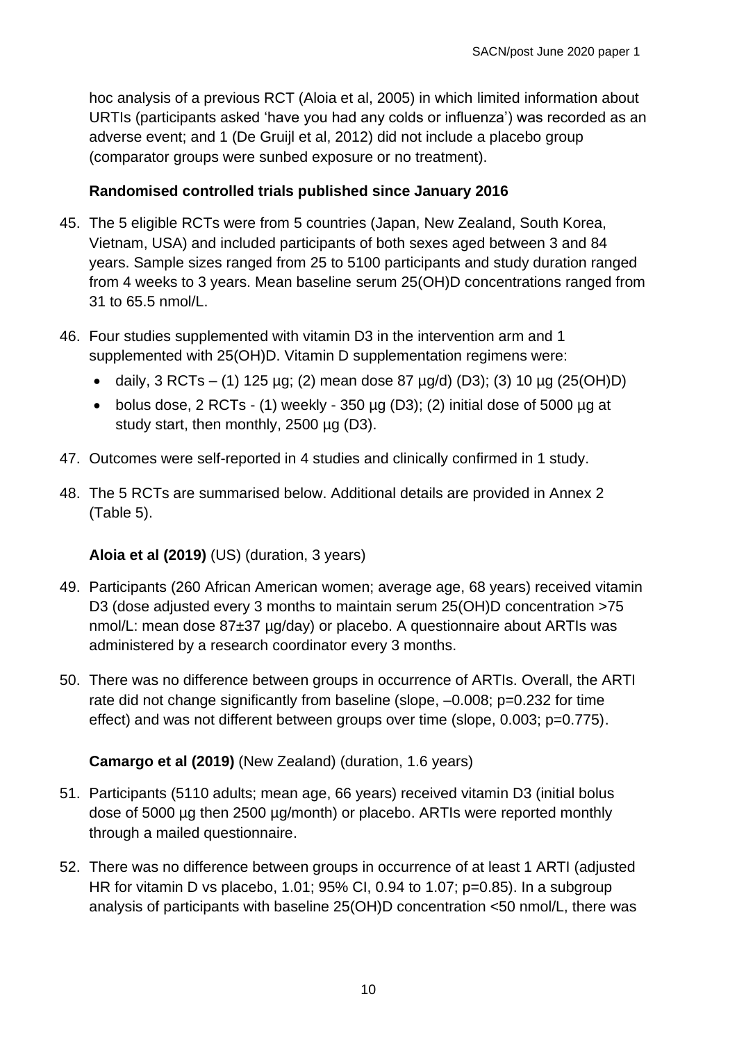hoc analysis of a previous RCT (Aloia et al, 2005) in which limited information about URTIs (participants asked 'have you had any colds or influenza') was recorded as an adverse event; and 1 (De Gruijl et al, 2012) did not include a placebo group (comparator groups were sunbed exposure or no treatment).

### Randomised controlled trials published since January 2016

45. The 5 eligible RCTs were from 5 countries (Japan, New Zealand, South Korea, Vietnam, USA) and included participants of both sexes aged between 3 and 84 years. Sample sizes ranged from 25 to 5100 participants and study duration ranged from 4 weeks to 3 years. Mean baseline serum 25(OH)D concentrations ranged from 31 to 65.5 nmol/L.

46. Four studies supplemented with vitamin D3 in the intervention arm and 1 supplemented with 25(OH)D. Vitamin D supplementation regimens were:
    - daily, 3 RCTs – (1) 125 µg; (2) mean dose 87 µg/d) (D3); (3) 10 µg (25(OH)D)
    - bolus dose, 2 RCTs - (1) weekly - 350 µg (D3); (2) initial dose of 5000 µg at study start, then monthly, 2500 µg (D3).

47. Outcomes were self-reported in 4 studies and clinically confirmed in 1 study.

48. The 5 RCTs are summarised below. Additional details are provided in Annex 2 (Table 5).

**Aloia et al (2019)** (US) (duration, 3 years)

49. Participants (260 African American women; average age, 68 years) received vitamin D3 (dose adjusted every 3 months to maintain serum 25(OH)D concentration >75 nmol/L: mean dose 87±37 µg/day) or placebo. A questionnaire about ARTIs was administered by a research coordinator every 3 months.

50. There was no difference between groups in occurrence of ARTIs. Overall, the ARTI rate did not change significantly from baseline (slope, –0.008; p=0.232 for time effect) and was not different between groups over time (slope, 0.003; p=0.775).

**Camargo et al (2019)** (New Zealand) (duration, 1.6 years)

51. Participants (5110 adults; mean age, 66 years) received vitamin D3 (initial bolus dose of 5000 µg then 2500 µg/month) or placebo. ARTIs were reported monthly through a mailed questionnaire.

52. There was no difference between groups in occurrence of at least 1 ARTI (adjusted HR for vitamin D vs placebo, 1.01; 95% CI, 0.94 to 1.07; p=0.85). In a subgroup analysis of participants with baseline 25(OH)D concentration <50 nmol/L, there was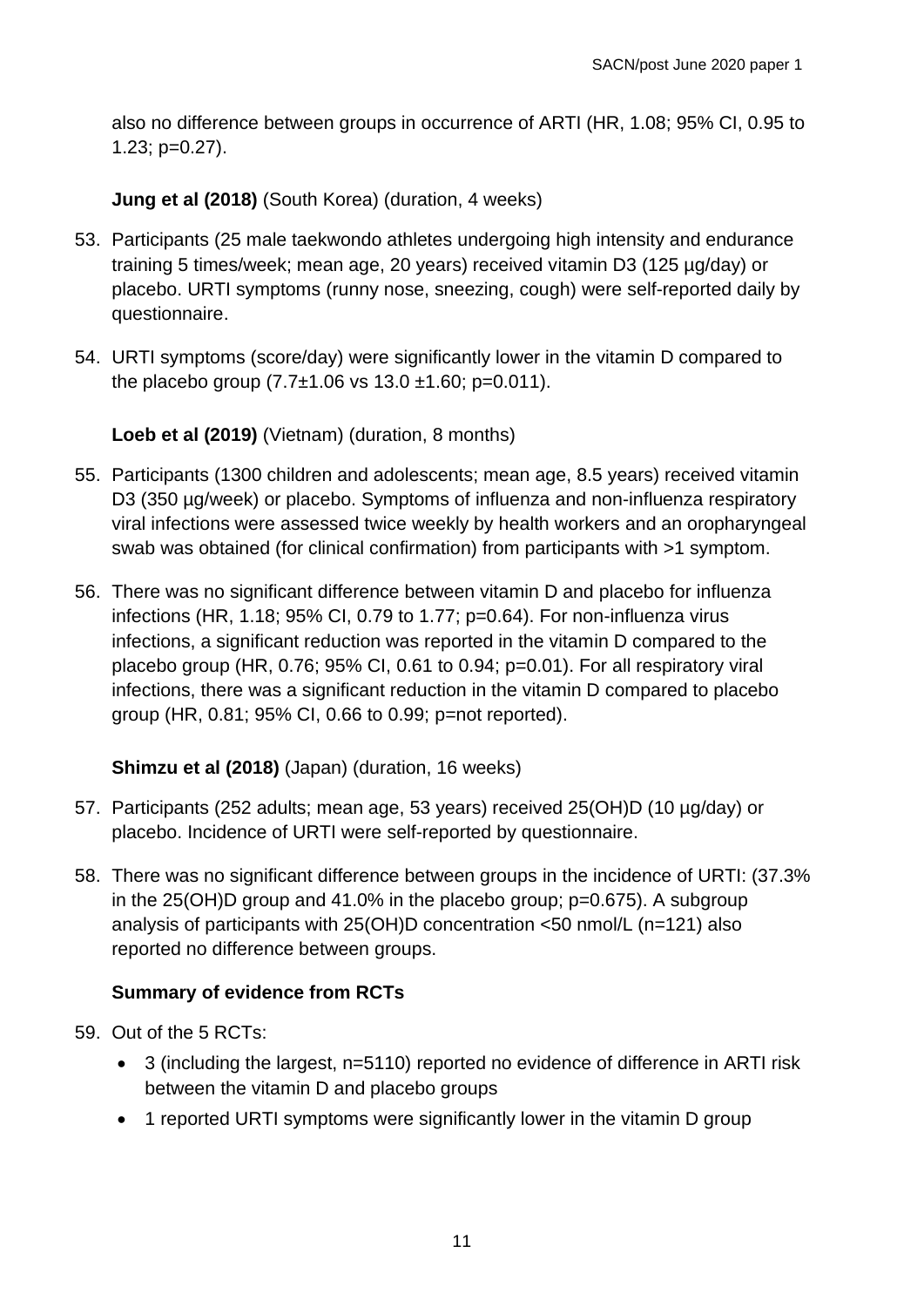also no difference between groups in occurrence of ARTI (HR, 1.08; 95% CI, 0.95 to 1.23; p=0.27).

**Jung et al (2018)** (South Korea) (duration, 4 weeks)

53. Participants (25 male taekwondo athletes undergoing high intensity and endurance training 5 times/week; mean age, 20 years) received vitamin D3 (125 µg/day) or placebo. URTI symptoms (runny nose, sneezing, cough) were self-reported daily by questionnaire.

54. URTI symptoms (score/day) were significantly lower in the vitamin D compared to the placebo group ($7.7 \pm 1.06$ vs $13.0 \pm 1.60$; p=0.011).

**Loeb et al (2019)** (Vietnam) (duration, 8 months)

55. Participants (1300 children and adolescents; mean age, 8.5 years) received vitamin D3 (350 µg/week) or placebo. Symptoms of influenza and non-influenza respiratory viral infections were assessed twice weekly by health workers and an oropharyngeal swab was obtained (for clinical confirmation) from participants with >1 symptom.

56. There was no significant difference between vitamin D and placebo for influenza infections (HR, 1.18; 95% CI, 0.79 to 1.77; p=0.64). For non-influenza virus infections, a significant reduction was reported in the vitamin D compared to the placebo group (HR, 0.76; 95% CI, 0.61 to 0.94; p=0.01). For all respiratory viral infections, there was a significant reduction in the vitamin D compared to placebo group (HR, 0.81; 95% CI, 0.66 to 0.99; p=not reported).

**Shimzu et al (2018)** (Japan) (duration, 16 weeks)

57. Participants (252 adults; mean age, 53 years) received 25(OH)D (10 µg/day) or placebo. Incidence of URTI were self-reported by questionnaire.

58. There was no significant difference between groups in the incidence of URTI: (37.3% in the 25(OH)D group and 41.0% in the placebo group; p=0.675). A subgroup analysis of participants with 25(OH)D concentration <50 nmol/L (n=121) also reported no difference between groups.

**Summary of evidence from RCTs**

59. Out of the 5 RCTs:
    - 3 (including the largest, n=5110) reported no evidence of difference in ARTI risk between the vitamin D and placebo groups
    - 1 reported URTI symptoms were significantly lower in the vitamin D group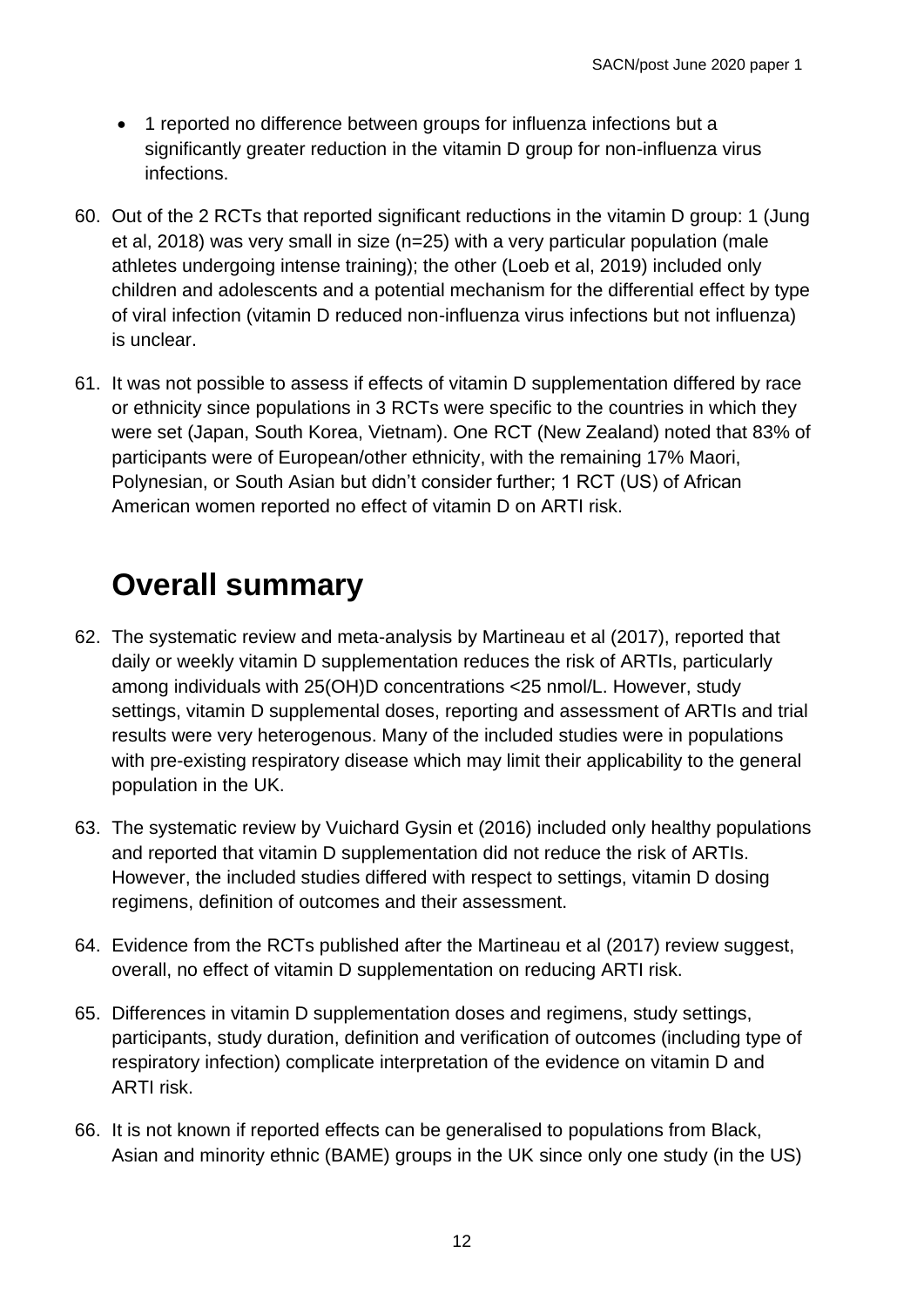- 1 reported no difference between groups for influenza infections but a significantly greater reduction in the vitamin D group for non-influenza virus infections.

60. Out of the 2 RCTs that reported significant reductions in the vitamin D group: 1 (Jung et al, 2018) was very small in size (n=25) with a very particular population (male athletes undergoing intense training); the other (Loeb et al, 2019) included only children and adolescents and a potential mechanism for the differential effect by type of viral infection (vitamin D reduced non-influenza virus infections but not influenza) is unclear.

61. It was not possible to assess if effects of vitamin D supplementation differed by race or ethnicity since populations in 3 RCTs were specific to the countries in which they were set (Japan, South Korea, Vietnam). One RCT (New Zealand) noted that 83% of participants were of European/other ethnicity, with the remaining 17% Maori, Polynesian, or South Asian but didn't consider further; 1 RCT (US) of African American women reported no effect of vitamin D on ARTI risk.

# Overall summary

62. The systematic review and meta-analysis by Martineau et al (2017), reported that daily or weekly vitamin D supplementation reduces the risk of ARTIs, particularly among individuals with 25(OH)D concentrations <25 nmol/L. However, study settings, vitamin D supplemental doses, reporting and assessment of ARTIs and trial results were very heterogenous. Many of the included studies were in populations with pre-existing respiratory disease which may limit their applicability to the general population in the UK.

63. The systematic review by Vuichard Gysin et (2016) included only healthy populations and reported that vitamin D supplementation did not reduce the risk of ARTIs. However, the included studies differed with respect to settings, vitamin D dosing regimens, definition of outcomes and their assessment.

64. Evidence from the RCTs published after the Martineau et al (2017) review suggest, overall, no effect of vitamin D supplementation on reducing ARTI risk.

65. Differences in vitamin D supplementation doses and regimens, study settings, participants, study duration, definition and verification of outcomes (including type of respiratory infection) complicate interpretation of the evidence on vitamin D and ARTI risk.

66. It is not known if reported effects can be generalised to populations from Black, Asian and minority ethnic (BAME) groups in the UK since only one study (in the US)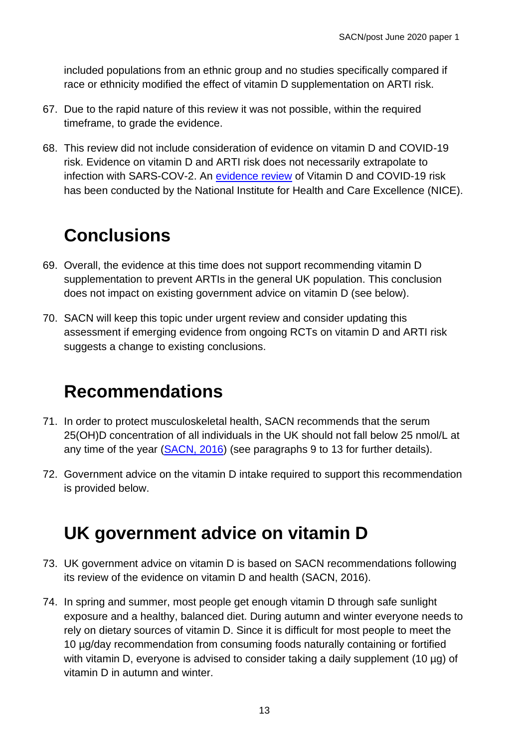included populations from an ethnic group and no studies specifically compared if race or ethnicity modified the effect of vitamin D supplementation on ARTI risk.

67. Due to the rapid nature of this review it was not possible, within the required timeframe, to grade the evidence.

68. This review did not include consideration of evidence on vitamin D and COVID-19 risk. Evidence on vitamin D and ARTI risk does not necessarily extrapolate to infection with SARS-COV-2. An evidence review of Vitamin D and COVID-19 risk has been conducted by the National Institute for Health and Care Excellence (NICE).

## Conclusions

69. Overall, the evidence at this time does not support recommending vitamin D supplementation to prevent ARTIs in the general UK population. This conclusion does not impact on existing government advice on vitamin D (see below).

70. SACN will keep this topic under urgent review and consider updating this assessment if emerging evidence from ongoing RCTs on vitamin D and ARTI risk suggests a change to existing conclusions.

## Recommendations

71. In order to protect musculoskeletal health, SACN recommends that the serum 25(OH)D concentration of all individuals in the UK should not fall below 25 nmol/L at any time of the year (SACN, 2016) (see paragraphs 9 to 13 for further details).

72. Government advice on the vitamin D intake required to support this recommendation is provided below.

## UK government advice on vitamin D

73. UK government advice on vitamin D is based on SACN recommendations following its review of the evidence on vitamin D and health (SACN, 2016).

74. In spring and summer, most people get enough vitamin D through safe sunlight exposure and a healthy, balanced diet. During autumn and winter everyone needs to rely on dietary sources of vitamin D. Since it is difficult for most people to meet the 10 µg/day recommendation from consuming foods naturally containing or fortified with vitamin D, everyone is advised to consider taking a daily supplement (10 µg) of vitamin D in autumn and winter.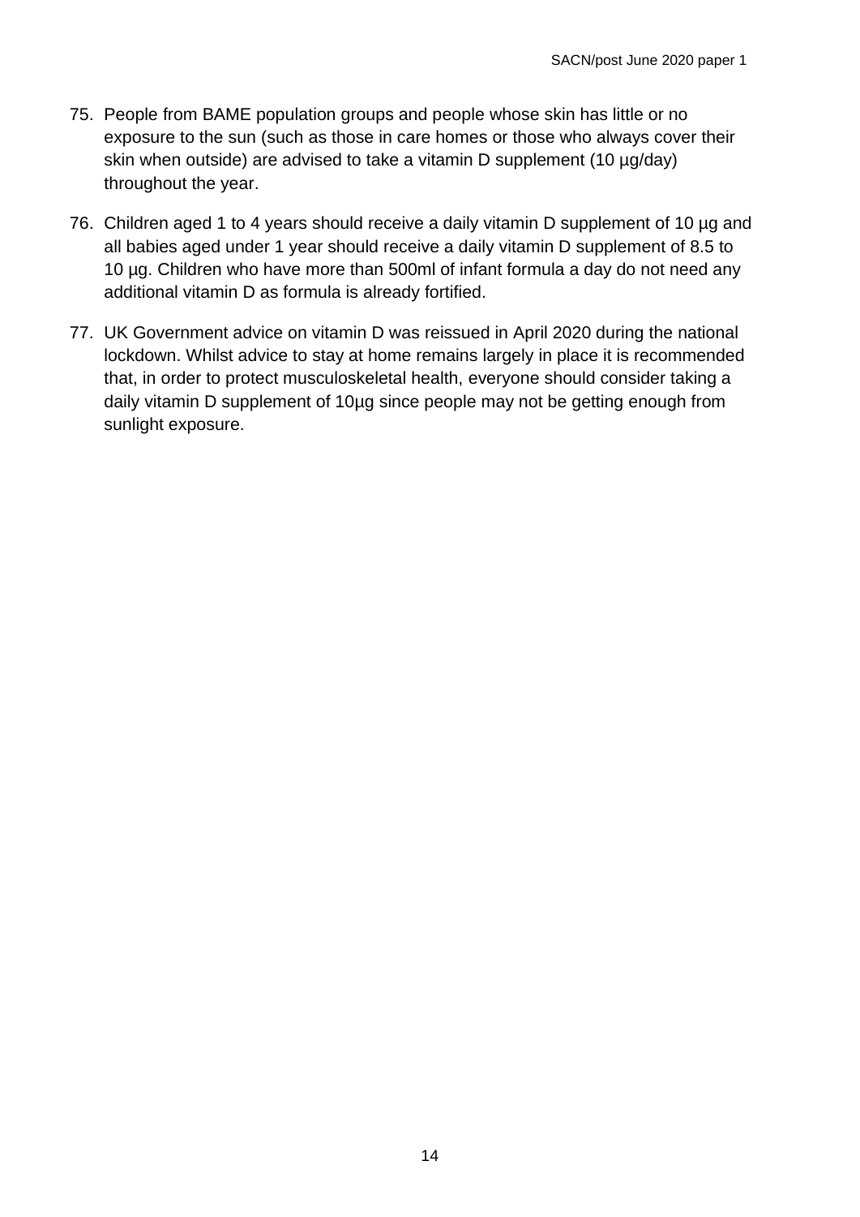75. People from BAME population groups and people whose skin has little or no exposure to the sun (such as those in care homes or those who always cover their skin when outside) are advised to take a vitamin D supplement (10 µg/day) throughout the year.

76. Children aged 1 to 4 years should receive a daily vitamin D supplement of 10 µg and all babies aged under 1 year should receive a daily vitamin D supplement of 8.5 to 10 µg. Children who have more than 500ml of infant formula a day do not need any additional vitamin D as formula is already fortified.

77. UK Government advice on vitamin D was reissued in April 2020 during the national lockdown. Whilst advice to stay at home remains largely in place it is recommended that, in order to protect musculoskeletal health, everyone should consider taking a daily vitamin D supplement of 10µg since people may not be getting enough from sunlight exposure.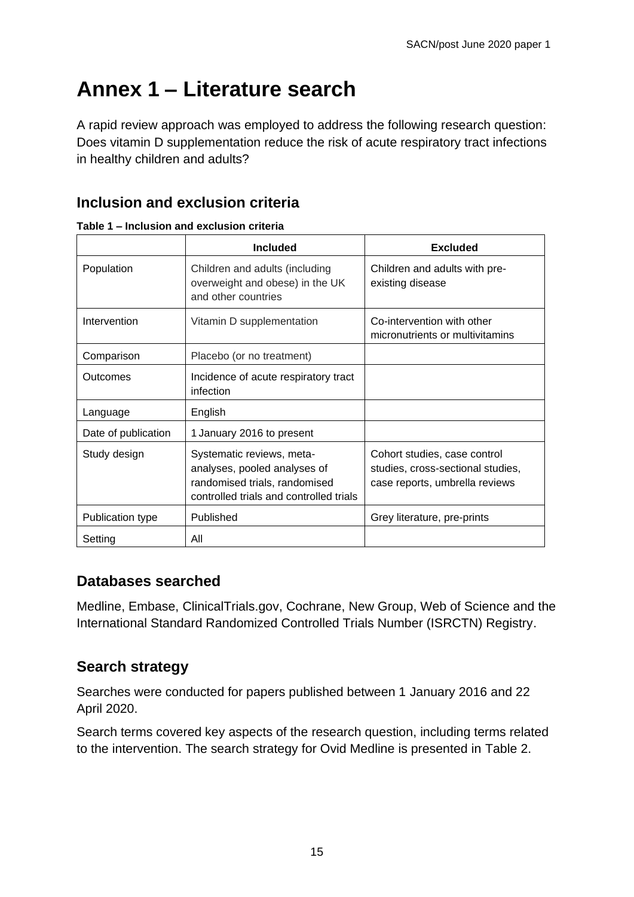# Annex 1 – Literature search

A rapid review approach was employed to address the following research question: Does vitamin D supplementation reduce the risk of acute respiratory tract infections in healthy children and adults?

## Inclusion and exclusion criteria

**Table 1 – Inclusion and exclusion criteria**

| | Included | Excluded |
|---|---|---|
| Population | Children and adults (including overweight and obese) in the UK and other countries | Children and adults with pre-existing disease |
| Intervention | Vitamin D supplementation | Co-intervention with other micronutrients or multivitamins |
| Comparison | Placebo (or no treatment) | |
| Outcomes | Incidence of acute respiratory tract infection | |
| Language | English | |
| Date of publication | 1 January 2016 to present | |
| Study design | Systematic reviews, meta-analyses, pooled analyses of randomised trials, randomised controlled trials and controlled trials | Cohort studies, case control studies, cross-sectional studies, case reports, umbrella reviews |
| Publication type | Published | Grey literature, pre-prints |
| Setting | All | |

## Databases searched

Medline, Embase, ClinicalTrials.gov, Cochrane, New Group, Web of Science and the International Standard Randomized Controlled Trials Number (ISRCTN) Registry.

## Search strategy

Searches were conducted for papers published between 1 January 2016 and 22 April 2020.

Search terms covered key aspects of the research question, including terms related to the intervention. The search strategy for Ovid Medline is presented in Table 2.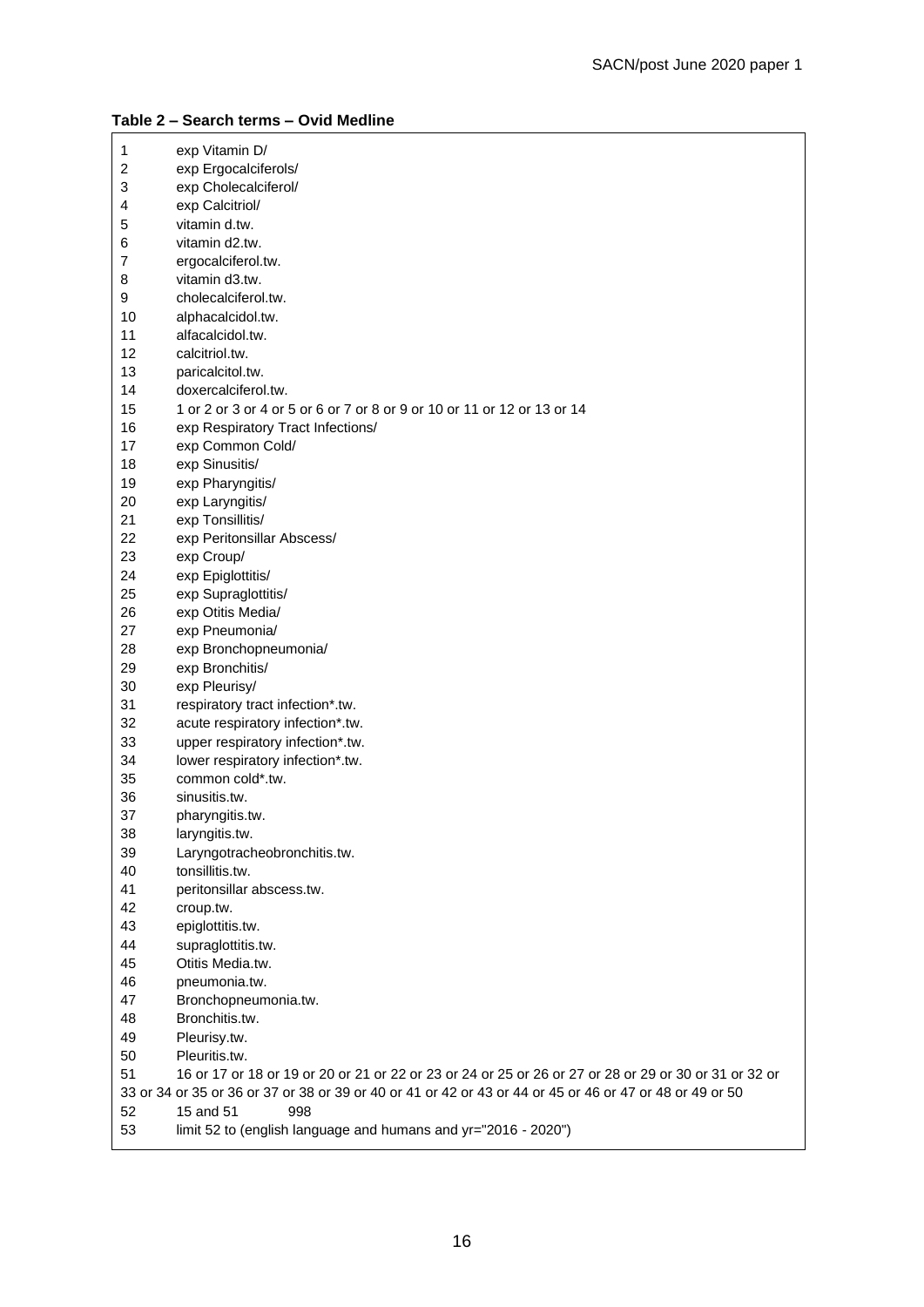**Table 2 – Search terms – Ovid Medline**

| | |
|---|---|
| 1 | exp Vitamin D/ |
| 2 | exp Ergocalciferols/ |
| 3 | exp Cholecalciferol/ |
| 4 | exp Calcitriol/ |
| 5 | vitamin d.tw. |
| 6 | vitamin d2.tw. |
| 7 | ergocalciferol.tw. |
| 8 | vitamin d3.tw. |
| 9 | cholecalciferol.tw. |
| 10 | alphacalcidol.tw. |
| 11 | alfacalcidol.tw. |
| 12 | calcitriol.tw. |
| 13 | paricalcitol.tw. |
| 14 | doxercalciferol.tw. |
| 15 | 1 or 2 or 3 or 4 or 5 or 6 or 7 or 8 or 9 or 10 or 11 or 12 or 13 or 14 |
| 16 | exp Respiratory Tract Infections/ |
| 17 | exp Common Cold/ |
| 18 | exp Sinusitis/ |
| 19 | exp Pharyngitis/ |
| 20 | exp Laryngitis/ |
| 21 | exp Tonsillitis/ |
| 22 | exp Peritonsillar Abscess/ |
| 23 | exp Croup/ |
| 24 | exp Epiglottitis/ |
| 25 | exp Supraglottitis/ |
| 26 | exp Otitis Media/ |
| 27 | exp Pneumonia/ |
| 28 | exp Bronchopneumonia/ |
| 29 | exp Bronchitis/ |
| 30 | exp Pleurisy/ |
| 31 | respiratory tract infection*.tw. |
| 32 | acute respiratory infection*.tw. |
| 33 | upper respiratory infection*.tw. |
| 34 | lower respiratory infection*.tw. |
| 35 | common cold*.tw. |
| 36 | sinusitis.tw. |
| 37 | pharyngitis.tw. |
| 38 | laryngitis.tw. |
| 39 | Laryngotracheobronchitis.tw. |
| 40 | tonsillitis.tw. |
| 41 | peritonsillar abscess.tw. |
| 42 | croup.tw. |
| 43 | epiglottitis.tw. |
| 44 | supraglottitis.tw. |
| 45 | Otitis Media.tw. |
| 46 | pneumonia.tw. |
| 47 | Bronchopneumonia.tw. |
| 48 | Bronchitis.tw. |
| 49 | Pleurisy.tw. |
| 50 | Pleuritis.tw. |
| 51 | 16 or 17 or 18 or 19 or 20 or 21 or 22 or 23 or 24 or 25 or 26 or 27 or 28 or 29 or 30 or 31 or 32 or 33 or 34 or 35 or 36 or 37 or 38 or 39 or 40 or 41 or 42 or 43 or 44 or 45 or 46 or 47 or 48 or 49 or 50 |
| 52 | 15 and 51 998 |
| 53 | limit 52 to (english language and humans and yr="2016 - 2020") |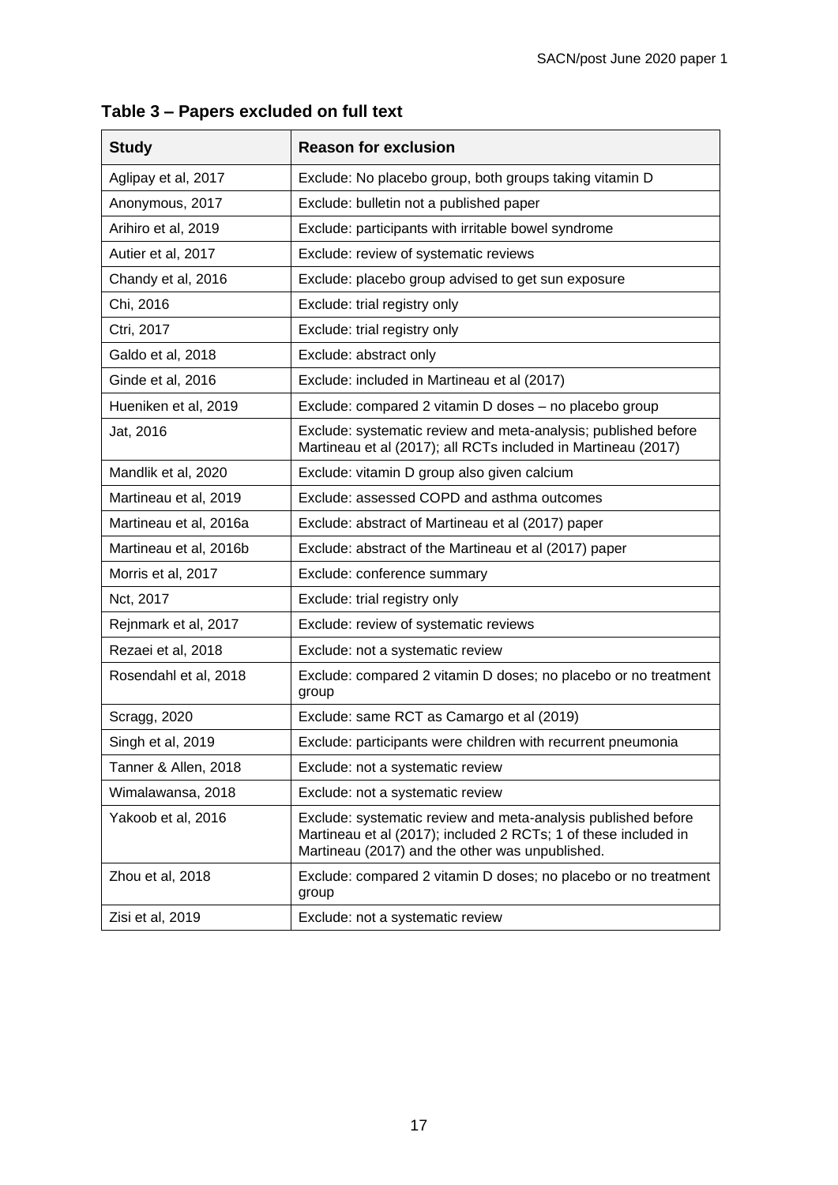**Table 3 – Papers excluded on full text**

| Study | Reason for exclusion |
|---|---|
| Aglipay et al, 2017 | Exclude: No placebo group, both groups taking vitamin D |
| Anonymous, 2017 | Exclude: bulletin not a published paper |
| Arihiro et al, 2019 | Exclude: participants with irritable bowel syndrome |
| Autier et al, 2017 | Exclude: review of systematic reviews |
| Chandy et al, 2016 | Exclude: placebo group advised to get sun exposure |
| Chi, 2016 | Exclude: trial registry only |
| Ctri, 2017 | Exclude: trial registry only |
| Galdo et al, 2018 | Exclude: abstract only |
| Ginde et al, 2016 | Exclude: included in Martineau et al (2017) |
| Hueniken et al, 2019 | Exclude: compared 2 vitamin D doses – no placebo group |
| Jat, 2016 | Exclude: systematic review and meta-analysis; published before Martineau et al (2017); all RCTs included in Martineau (2017) |
| Mandlik et al, 2020 | Exclude: vitamin D group also given calcium |
| Martineau et al, 2019 | Exclude: assessed COPD and asthma outcomes |
| Martineau et al, 2016a | Exclude: abstract of Martineau et al (2017) paper |
| Martineau et al, 2016b | Exclude: abstract of the Martineau et al (2017) paper |
| Morris et al, 2017 | Exclude: conference summary |
| Nct, 2017 | Exclude: trial registry only |
| Rejnmark et al, 2017 | Exclude: review of systematic reviews |
| Rezaei et al, 2018 | Exclude: not a systematic review |
| Rosendahl et al, 2018 | Exclude: compared 2 vitamin D doses; no placebo or no treatment group |
| Scragg, 2020 | Exclude: same RCT as Camargo et al (2019) |
| Singh et al, 2019 | Exclude: participants were children with recurrent pneumonia |
| Tanner & Allen, 2018 | Exclude: not a systematic review |
| Wimalawansa, 2018 | Exclude: not a systematic review |
| Yakoob et al, 2016 | Exclude: systematic review and meta-analysis published before Martineau et al (2017); included 2 RCTs; 1 of these included in Martineau (2017) and the other was unpublished. |
| Zhou et al, 2018 | Exclude: compared 2 vitamin D doses; no placebo or no treatment group |
| Zisi et al, 2019 | Exclude: not a systematic review |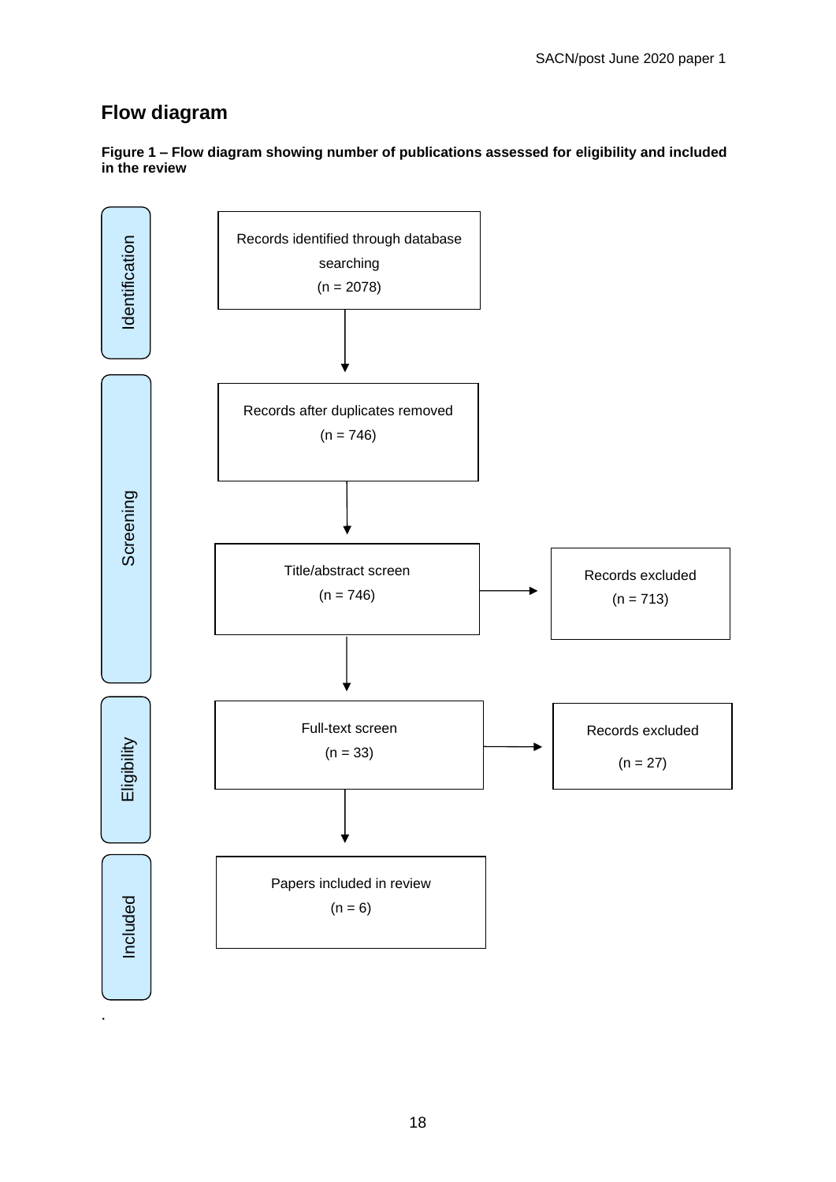## Flow diagram

**Figure 1 – Flow diagram showing number of publications assessed for eligibility and included in the review**

**Identification**

Records identified through database searching
(n = 2078)

↓

**Screening**

Records after duplicates removed
(n = 746)

↓

Title/abstract screen
(n = 746) → Records excluded (n = 713)

↓

**Eligibility**

Full-text screen
(n = 33) → Records excluded (n = 27)

↓

**Included**

Papers included in review
(n = 6)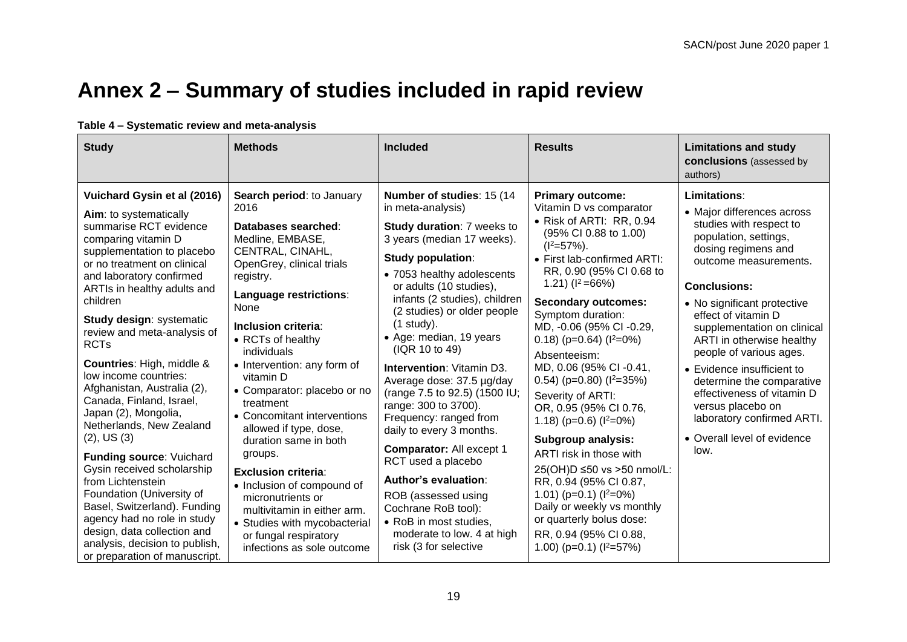# Annex 2 – Summary of studies included in rapid review

**Table 4 – Systematic review and meta-analysis**

| Study | Methods | Included | Results | Limitations and study conclusions (assessed by authors) |
|---|---|---|---|---|
| **Vuichard Gysin et al (2016)**<br><br>**Aim**: to systematically summarise RCT evidence comparing vitamin D supplementation to placebo or no treatment on clinical and laboratory confirmed ARTIs in healthy adults and children<br><br>**Study design**: systematic review and meta-analysis of RCTs<br><br>**Countries**: High, middle & low income countries: Afghanistan, Australia (2), Canada, Finland, Israel, Japan (2), Mongolia, Netherlands, New Zealand (2), US (3)<br><br>**Funding source**: Vuichard Gysin received scholarship from Lichtenstein Foundation (University of Basel, Switzerland). Funding agency had no role in study design, data collection and analysis, decision to publish, or preparation of manuscript. | **Search period**: to January 2016<br><br>**Databases searched**: Medline, EMBASE, CENTRAL, CINAHL, OpenGrey, clinical trials registry.<br><br>**Language restrictions**: None<br><br>**Inclusion criteria**:<br>• RCTs of healthy individuals<br>• Intervention: any form of vitamin D<br>• Comparator: placebo or no treatment<br>• Concomitant interventions allowed if type, dose, duration same in both groups.<br><br>**Exclusion criteria**:<br>• Inclusion of compound of micronutrients or multivitamin in either arm.<br>• Studies with mycobacterial or fungal respiratory infections as sole outcome | **Number of studies**: 15 (14 in meta-analysis)<br><br>**Study duration**: 7 weeks to 3 years (median 17 weeks).<br><br>**Study population**:<br>• 7053 healthy adolescents or adults (10 studies), infants (2 studies), children (2 studies) or older people (1 study).<br>• Age: median, 19 years (IQR 10 to 49)<br><br>**Intervention**: Vitamin D3. Average dose: 37.5 µg/day (range 7.5 to 92.5) (1500 IU; range: 300 to 3700). Frequency: ranged from daily to every 3 months.<br><br>**Comparator:** All except 1 RCT used a placebo<br><br>**Author's evaluation**:<br>ROB (assessed using Cochrane RoB tool):<br>• RoB in most studies, moderate to low. 4 at high risk (3 for selective | **Primary outcome:**<br>Vitamin D vs comparator<br>• Risk of ARTI: RR, 0.94 (95% CI 0.88 to 1.00) ($I^2$=57%).<br>• First lab-confirmed ARTI: RR, 0.90 (95% CI 0.68 to 1.21) ($I^2$=66%)<br><br>**Secondary outcomes:**<br>Symptom duration: MD, -0.06 (95% CI -0.29, 0.18) (p=0.64) ($I^2$=0%)<br><br>Absenteeism: MD, 0.06 (95% CI -0.41, 0.54) (p=0.80) ($I^2$=35%)<br><br>Severity of ARTI: OR, 0.95 (95% CI 0.76, 1.18) (p=0.6) ($I^2$=0%)<br><br>**Subgroup analysis:**<br>ARTI risk in those with 25(OH)D ≤50 vs >50 nmol/L: RR, 0.94 (95% CI 0.87, 1.01) (p=0.1) ($I^2$=0%)<br>Daily or weekly vs monthly or quarterly bolus dose: RR, 0.94 (95% CI 0.88, 1.00) (p=0.1) ($I^2$=57%) | **Limitations**:<br>• Major differences across studies with respect to population, settings, dosing regimens and outcome measurements.<br><br>**Conclusions:**<br>• No significant protective effect of vitamin D supplementation on clinical ARTI in otherwise healthy people of various ages.<br>• Evidence insufficient to determine the comparative effectiveness of vitamin D versus placebo on laboratory confirmed ARTI.<br>• Overall level of evidence low. |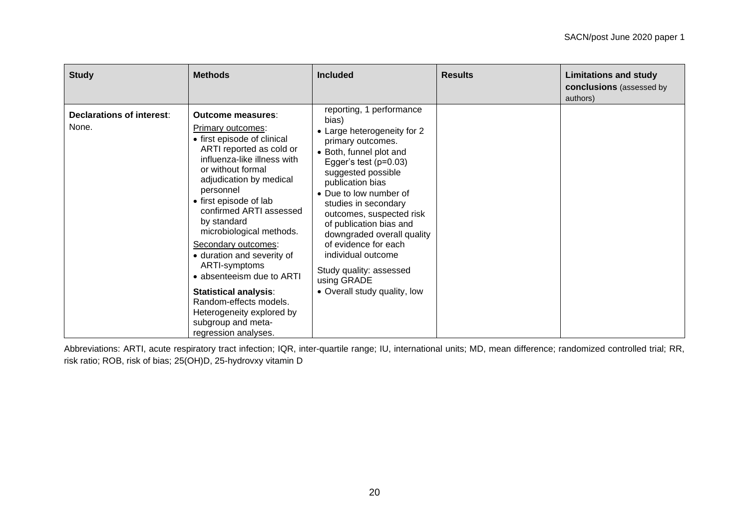| Study | Methods | Included | Results | Limitations and study conclusions (assessed by authors) |
|---|---|---|---|---|
| **Declarations of interest**: None. | **Outcome measures**:<br>Primary outcomes:<br>• first episode of clinical ARTI reported as cold or influenza-like illness with or without formal adjudication by medical personnel<br>• first episode of lab confirmed ARTI assessed by standard microbiological methods.<br>Secondary outcomes:<br>• duration and severity of ARTI-symptoms<br>• absenteeism due to ARTI<br>**Statistical analysis**: Random-effects models. Heterogeneity explored by subgroup and meta-regression analyses. | reporting, 1 performance bias)<br>• Large heterogeneity for 2 primary outcomes.<br>• Both, funnel plot and Egger's test (p=0.03) suggested possible publication bias<br>• Due to low number of studies in secondary outcomes, suspected risk of publication bias and downgraded overall quality of evidence for each individual outcome<br>Study quality: assessed using GRADE<br>• Overall study quality, low | | |

Abbreviations: ARTI, acute respiratory tract infection; IQR, inter-quartile range; IU, international units; MD, mean difference; randomized controlled trial; RR, risk ratio; ROB, risk of bias; 25(OH)D, 25-hydrovxy vitamin D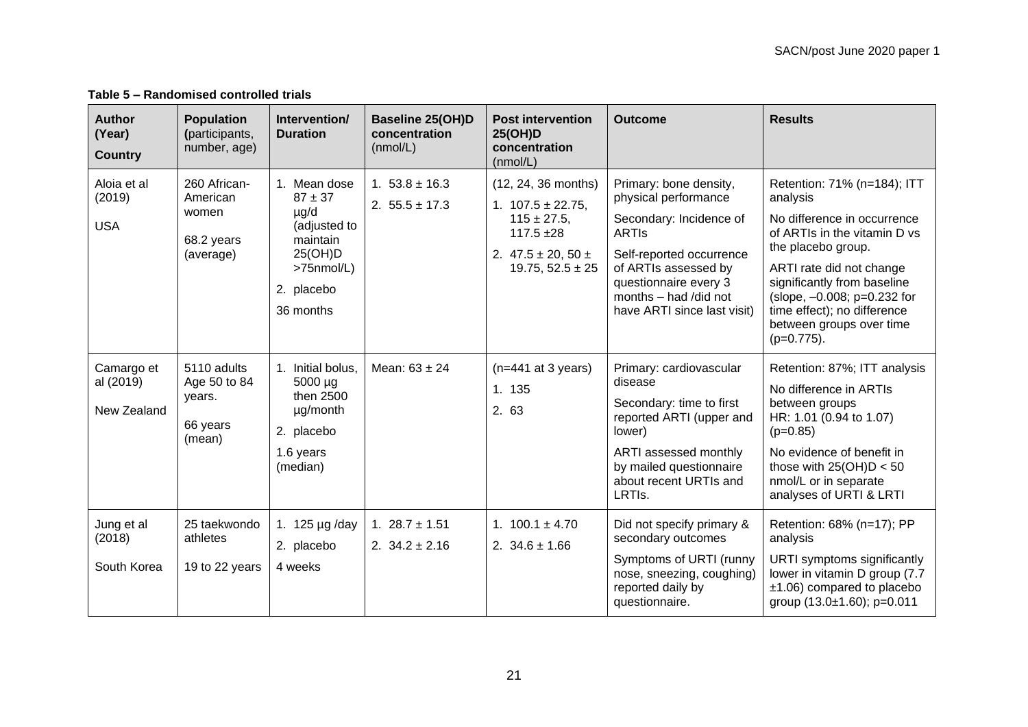**Table 5 – Randomised controlled trials**

| Author (Year) Country | Population (participants, number, age) | Intervention/ Duration | Baseline 25(OH)D concentration (nmol/L) | Post intervention 25(OH)D concentration (nmol/L) | Outcome | Results |
|---|---|---|---|---|---|---|
| Aloia et al (2019)<br><br>USA | 260 African-American women<br><br>68.2 years (average) | 1. Mean dose 87 ± 37 µg/d (adjusted to maintain 25(OH)D >75nmol/L)<br>2. placebo<br><br>36 months | 1. 53.8 ± 16.3<br>2. 55.5 ± 17.3 | (12, 24, 36 months)<br>1. 107.5 ± 22.75, 115 ± 27.5, 117.5 ±28<br>2. 47.5 ± 20, 50 ± 19.75, 52.5 ± 25 | Primary: bone density, physical performance<br><br>Secondary: Incidence of ARTIs<br><br>Self-reported occurrence of ARTIs assessed by questionnaire every 3 months – had /did not have ARTI since last visit) | Retention: 71% (n=184); ITT analysis<br><br>No difference in occurrence of ARTIs in the vitamin D vs the placebo group.<br><br>ARTI rate did not change significantly from baseline (slope, –0.008; p=0.232 for time effect); no difference between groups over time (p=0.775). |
| Camargo et al (2019)<br><br>New Zealand | 5110 adults Age 50 to 84 years.<br><br>66 years (mean) | 1. Initial bolus, 5000 µg then 2500 µg/month<br>2. placebo<br><br>1.6 years (median) | Mean: 63 ± 24 | (n=441 at 3 years)<br>1. 135<br>2. 63 | Primary: cardiovascular disease<br><br>Secondary: time to first reported ARTI (upper and lower)<br><br>ARTI assessed monthly by mailed questionnaire about recent URTIs and LRTIs. | Retention: 87%; ITT analysis<br><br>No difference in ARTIs between groups<br>HR: 1.01 (0.94 to 1.07) (p=0.85)<br><br>No evidence of benefit in those with 25(OH)D < 50 nmol/L or in separate analyses of URTI & LRTI |
| Jung et al (2018)<br><br>South Korea | 25 taekwondo athletes<br><br>19 to 22 years | 1. 125 µg /day<br>2. placebo<br><br>4 weeks | 1. 28.7 ± 1.51<br>2. 34.2 ± 2.16 | 1. 100.1 ± 4.70<br>2. 34.6 ± 1.66 | Did not specify primary & secondary outcomes<br><br>Symptoms of URTI (runny nose, sneezing, coughing) reported daily by questionnaire. | Retention: 68% (n=17); PP analysis<br><br>URTI symptoms significantly lower in vitamin D group (7.7 ±1.06) compared to placebo group (13.0±1.60); p=0.011 |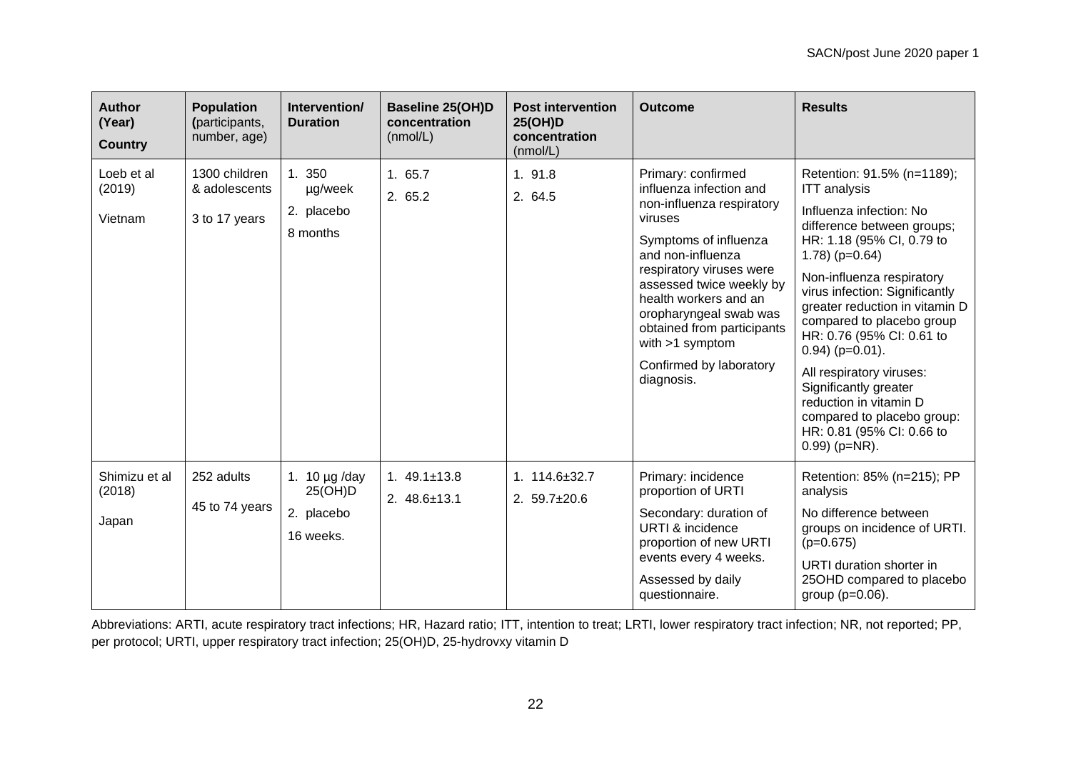| **Author (Year) Country** | **Population (participants, number, age)** | **Intervention/ Duration** | **Baseline 25(OH)D concentration** (nmol/L) | **Post intervention 25(OH)D concentration** (nmol/L) | **Outcome** | **Results** |
|---|---|---|---|---|---|---|
| Loeb et al (2019)<br><br>Vietnam | 1300 children & adolescents<br><br>3 to 17 years | 1. 350 µg/week<br>2. placebo<br><br>8 months | 1. 65.7<br>2. 65.2 | 1. 91.8<br>2. 64.5 | Primary: confirmed influenza infection and non-influenza respiratory viruses<br><br>Symptoms of influenza and non-influenza respiratory viruses were assessed twice weekly by health workers and an oropharyngeal swab was obtained from participants with >1 symptom<br><br>Confirmed by laboratory diagnosis. | Retention: 91.5% (n=1189); ITT analysis<br><br>Influenza infection: No difference between groups; HR: 1.18 (95% CI, 0.79 to 1.78) (p=0.64)<br><br>Non-influenza respiratory virus infection: Significantly greater reduction in vitamin D compared to placebo group HR: 0.76 (95% CI: 0.61 to 0.94) (p=0.01).<br><br>All respiratory viruses: Significantly greater reduction in vitamin D compared to placebo group: HR: 0.81 (95% CI: 0.66 to 0.99) (p=NR). |
| Shimizu et al (2018)<br><br>Japan | 252 adults<br><br>45 to 74 years | 1. 10 µg /day 25(OH)D<br>2. placebo<br><br>16 weeks. | 1. 49.1±13.8<br>2. 48.6±13.1 | 1. 114.6±32.7<br>2. 59.7±20.6 | Primary: incidence proportion of URTI<br><br>Secondary: duration of URTI & incidence proportion of new URTI events every 4 weeks.<br><br>Assessed by daily questionnaire. | Retention: 85% (n=215); PP analysis<br><br>No difference between groups on incidence of URTI. (p=0.675)<br><br>URTI duration shorter in 25OHD compared to placebo group (p=0.06). |

Abbreviations: ARTI, acute respiratory tract infections; HR, Hazard ratio; ITT, intention to treat; LRTI, lower respiratory tract infection; NR, not reported; PP, per protocol; URTI, upper respiratory tract infection; 25(OH)D, 25-hydrovxy vitamin D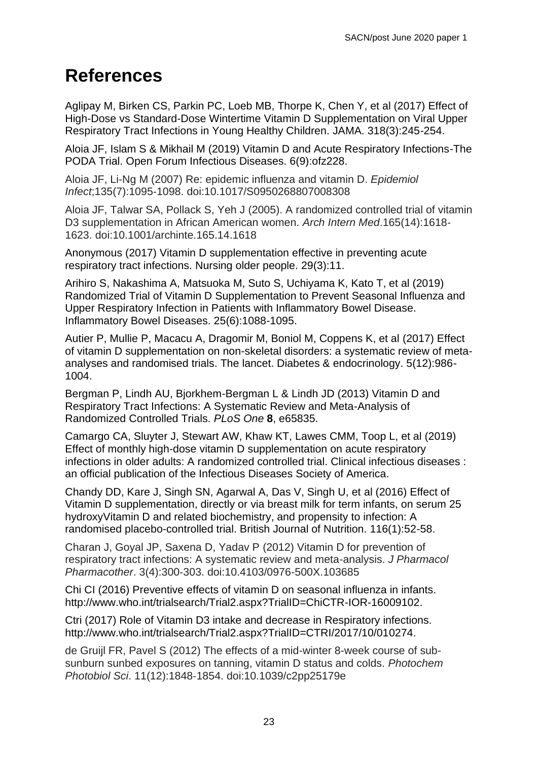# References

Aglipay M, Birken CS, Parkin PC, Loeb MB, Thorpe K, Chen Y, et al (2017) Effect of High-Dose vs Standard-Dose Wintertime Vitamin D Supplementation on Viral Upper Respiratory Tract Infections in Young Healthy Children. JAMA. 318(3):245-254.

Aloia JF, Islam S & Mikhail M (2019) Vitamin D and Acute Respiratory Infections-The PODA Trial. Open Forum Infectious Diseases. 6(9):ofz228.

Aloia JF, Li-Ng M (2007) Re: epidemic influenza and vitamin D. *Epidemiol Infect*;135(7):1095-1098. doi:10.1017/S0950268807008308

Aloia JF, Talwar SA, Pollack S, Yeh J (2005). A randomized controlled trial of vitamin D3 supplementation in African American women. *Arch Intern Med*.165(14):1618-1623. doi:10.1001/archinte.165.14.1618

Anonymous (2017) Vitamin D supplementation effective in preventing acute respiratory tract infections. Nursing older people. 29(3):11.

Arihiro S, Nakashima A, Matsuoka M, Suto S, Uchiyama K, Kato T, et al (2019) Randomized Trial of Vitamin D Supplementation to Prevent Seasonal Influenza and Upper Respiratory Infection in Patients with Inflammatory Bowel Disease. Inflammatory Bowel Diseases. 25(6):1088-1095.

Autier P, Mullie P, Macacu A, Dragomir M, Boniol M, Coppens K, et al (2017) Effect of vitamin D supplementation on non-skeletal disorders: a systematic review of meta-analyses and randomised trials. The lancet. Diabetes & endocrinology. 5(12):986-1004.

Bergman P, Lindh AU, Bjorkhem-Bergman L & Lindh JD (2013) Vitamin D and Respiratory Tract Infections: A Systematic Review and Meta-Analysis of Randomized Controlled Trials. *PLoS One* **8**, e65835.

Camargo CA, Sluyter J, Stewart AW, Khaw KT, Lawes CMM, Toop L, et al (2019) Effect of monthly high-dose vitamin D supplementation on acute respiratory infections in older adults: A randomized controlled trial. Clinical infectious diseases : an official publication of the Infectious Diseases Society of America.

Chandy DD, Kare J, Singh SN, Agarwal A, Das V, Singh U, et al (2016) Effect of Vitamin D supplementation, directly or via breast milk for term infants, on serum 25 hydroxyVitamin D and related biochemistry, and propensity to infection: A randomised placebo-controlled trial. British Journal of Nutrition. 116(1):52-58.

Charan J, Goyal JP, Saxena D, Yadav P (2012) Vitamin D for prevention of respiratory tract infections: A systematic review and meta-analysis. *J Pharmacol Pharmacother*. 3(4):300-303. doi:10.4103/0976-500X.103685

Chi CI (2016) Preventive effects of vitamin D on seasonal influenza in infants. http://www.who.int/trialsearch/Trial2.aspx?TrialID=ChiCTR-IOR-16009102.

Ctri (2017) Role of Vitamin D3 intake and decrease in Respiratory infections. http://www.who.int/trialsearch/Trial2.aspx?TrialID=CTRI/2017/10/010274.

de Gruijl FR, Pavel S (2012) The effects of a mid-winter 8-week course of sub-sunburn sunbed exposures on tanning, vitamin D status and colds. *Photochem Photobiol Sci*. 11(12):1848-1854. doi:10.1039/c2pp25179e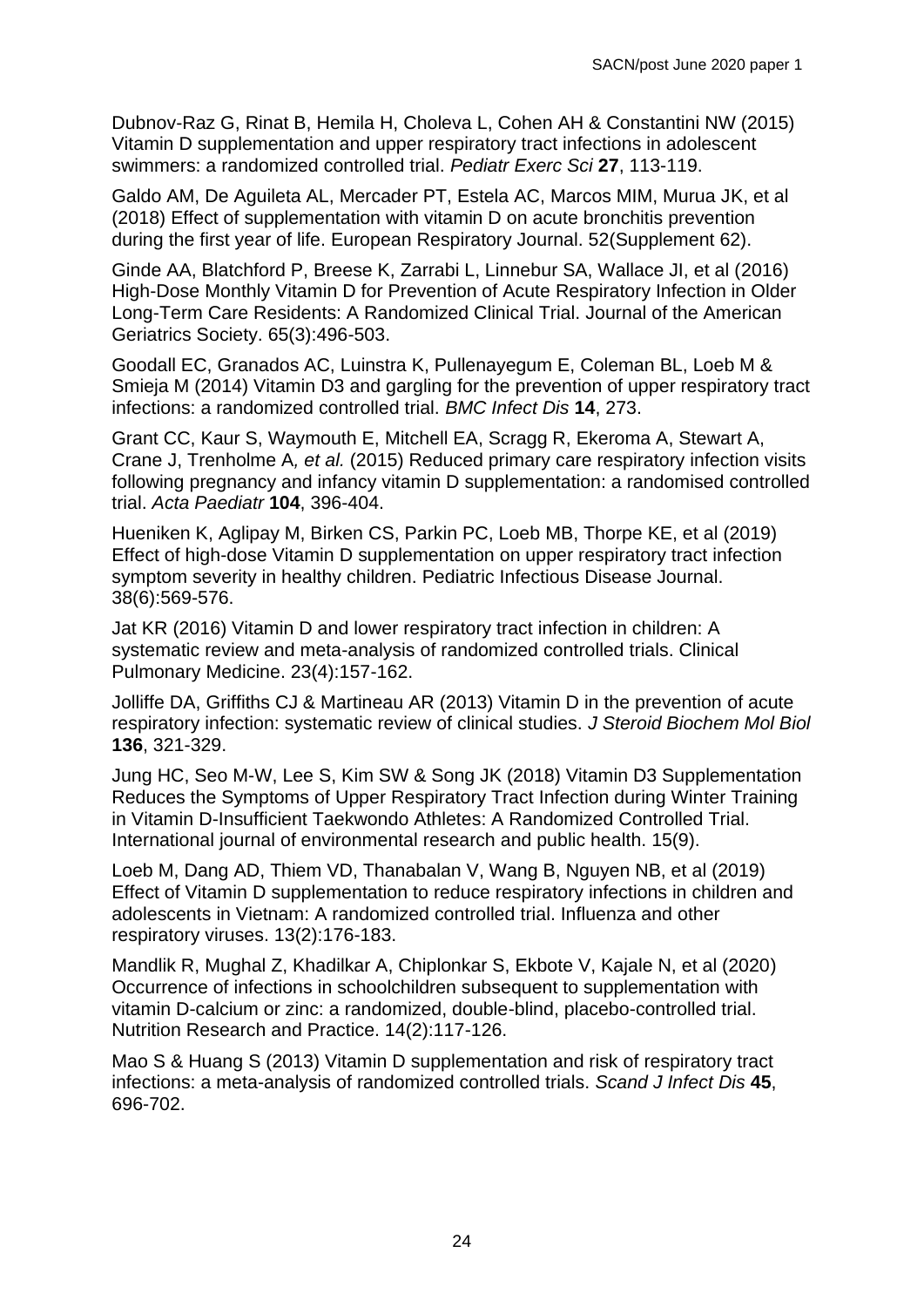Dubnov-Raz G, Rinat B, Hemila H, Choleva L, Cohen AH & Constantini NW (2015) Vitamin D supplementation and upper respiratory tract infections in adolescent swimmers: a randomized controlled trial. *Pediatr Exerc Sci* **27**, 113-119.

Galdo AM, De Aguileta AL, Mercader PT, Estela AC, Marcos MIM, Murua JK, et al (2018) Effect of supplementation with vitamin D on acute bronchitis prevention during the first year of life. European Respiratory Journal. 52(Supplement 62).

Ginde AA, Blatchford P, Breese K, Zarrabi L, Linnebur SA, Wallace JI, et al (2016) High-Dose Monthly Vitamin D for Prevention of Acute Respiratory Infection in Older Long-Term Care Residents: A Randomized Clinical Trial. Journal of the American Geriatrics Society. 65(3):496-503.

Goodall EC, Granados AC, Luinstra K, Pullenayegum E, Coleman BL, Loeb M & Smieja M (2014) Vitamin D3 and gargling for the prevention of upper respiratory tract infections: a randomized controlled trial. *BMC Infect Dis* **14**, 273.

Grant CC, Kaur S, Waymouth E, Mitchell EA, Scragg R, Ekeroma A, Stewart A, Crane J, Trenholme A*, et al.* (2015) Reduced primary care respiratory infection visits following pregnancy and infancy vitamin D supplementation: a randomised controlled trial. *Acta Paediatr* **104**, 396-404.

Hueniken K, Aglipay M, Birken CS, Parkin PC, Loeb MB, Thorpe KE, et al (2019) Effect of high-dose Vitamin D supplementation on upper respiratory tract infection symptom severity in healthy children. Pediatric Infectious Disease Journal. 38(6):569-576.

Jat KR (2016) Vitamin D and lower respiratory tract infection in children: A systematic review and meta-analysis of randomized controlled trials. Clinical Pulmonary Medicine. 23(4):157-162.

Jolliffe DA, Griffiths CJ & Martineau AR (2013) Vitamin D in the prevention of acute respiratory infection: systematic review of clinical studies. *J Steroid Biochem Mol Biol* **136**, 321-329.

Jung HC, Seo M-W, Lee S, Kim SW & Song JK (2018) Vitamin D3 Supplementation Reduces the Symptoms of Upper Respiratory Tract Infection during Winter Training in Vitamin D-Insufficient Taekwondo Athletes: A Randomized Controlled Trial. International journal of environmental research and public health. 15(9).

Loeb M, Dang AD, Thiem VD, Thanabalan V, Wang B, Nguyen NB, et al (2019) Effect of Vitamin D supplementation to reduce respiratory infections in children and adolescents in Vietnam: A randomized controlled trial. Influenza and other respiratory viruses. 13(2):176-183.

Mandlik R, Mughal Z, Khadilkar A, Chiplonkar S, Ekbote V, Kajale N, et al (2020) Occurrence of infections in schoolchildren subsequent to supplementation with vitamin D-calcium or zinc: a randomized, double-blind, placebo-controlled trial. Nutrition Research and Practice. 14(2):117-126.

Mao S & Huang S (2013) Vitamin D supplementation and risk of respiratory tract infections: a meta-analysis of randomized controlled trials. *Scand J Infect Dis* **45**, 696-702.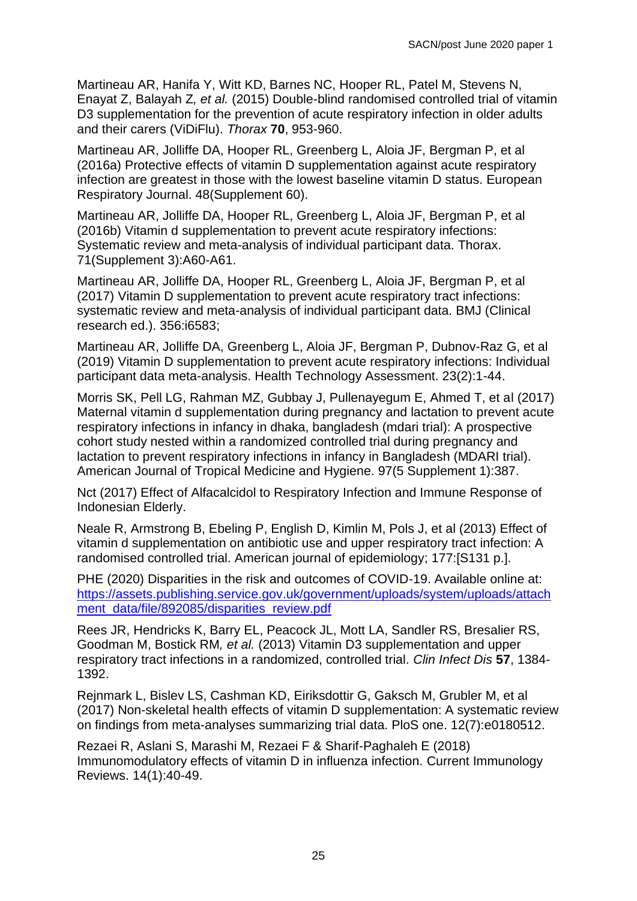Martineau AR, Hanifa Y, Witt KD, Barnes NC, Hooper RL, Patel M, Stevens N, Enayat Z, Balayah Z*, et al.* (2015) Double-blind randomised controlled trial of vitamin D3 supplementation for the prevention of acute respiratory infection in older adults and their carers (ViDiFlu). *Thorax* **70**, 953-960.

Martineau AR, Jolliffe DA, Hooper RL, Greenberg L, Aloia JF, Bergman P, et al (2016a) Protective effects of vitamin D supplementation against acute respiratory infection are greatest in those with the lowest baseline vitamin D status. European Respiratory Journal. 48(Supplement 60).

Martineau AR, Jolliffe DA, Hooper RL, Greenberg L, Aloia JF, Bergman P, et al (2016b) Vitamin d supplementation to prevent acute respiratory infections: Systematic review and meta-analysis of individual participant data. Thorax. 71(Supplement 3):A60-A61.

Martineau AR, Jolliffe DA, Hooper RL, Greenberg L, Aloia JF, Bergman P, et al (2017) Vitamin D supplementation to prevent acute respiratory tract infections: systematic review and meta-analysis of individual participant data. BMJ (Clinical research ed.). 356:i6583;

Martineau AR, Jolliffe DA, Greenberg L, Aloia JF, Bergman P, Dubnov-Raz G, et al (2019) Vitamin D supplementation to prevent acute respiratory infections: Individual participant data meta-analysis. Health Technology Assessment. 23(2):1-44.

Morris SK, Pell LG, Rahman MZ, Gubbay J, Pullenayegum E, Ahmed T, et al (2017) Maternal vitamin d supplementation during pregnancy and lactation to prevent acute respiratory infections in infancy in dhaka, bangladesh (mdari trial): A prospective cohort study nested within a randomized controlled trial during pregnancy and lactation to prevent respiratory infections in infancy in Bangladesh (MDARI trial). American Journal of Tropical Medicine and Hygiene. 97(5 Supplement 1):387.

Nct (2017) Effect of Alfacalcidol to Respiratory Infection and Immune Response of Indonesian Elderly.

Neale R, Armstrong B, Ebeling P, English D, Kimlin M, Pols J, et al (2013) Effect of vitamin d supplementation on antibiotic use and upper respiratory tract infection: A randomised controlled trial. American journal of epidemiology; 177:[S131 p.].

PHE (2020) Disparities in the risk and outcomes of COVID-19. Available online at: [https://assets.publishing.service.gov.uk/government/uploads/system/uploads/attachment_data/file/892085/disparities_review.pdf](https://assets.publishing.service.gov.uk/government/uploads/system/uploads/attachment_data/file/892085/disparities_review.pdf)

Rees JR, Hendricks K, Barry EL, Peacock JL, Mott LA, Sandler RS, Bresalier RS, Goodman M, Bostick RM*, et al.* (2013) Vitamin D3 supplementation and upper respiratory tract infections in a randomized, controlled trial. *Clin Infect Dis* **57**, 1384-1392.

Rejnmark L, Bislev LS, Cashman KD, Eiriksdottir G, Gaksch M, Grubler M, et al (2017) Non-skeletal health effects of vitamin D supplementation: A systematic review on findings from meta-analyses summarizing trial data. PloS one. 12(7):e0180512.

Rezaei R, Aslani S, Marashi M, Rezaei F & Sharif-Paghaleh E (2018) Immunomodulatory effects of vitamin D in influenza infection. Current Immunology Reviews. 14(1):40-49.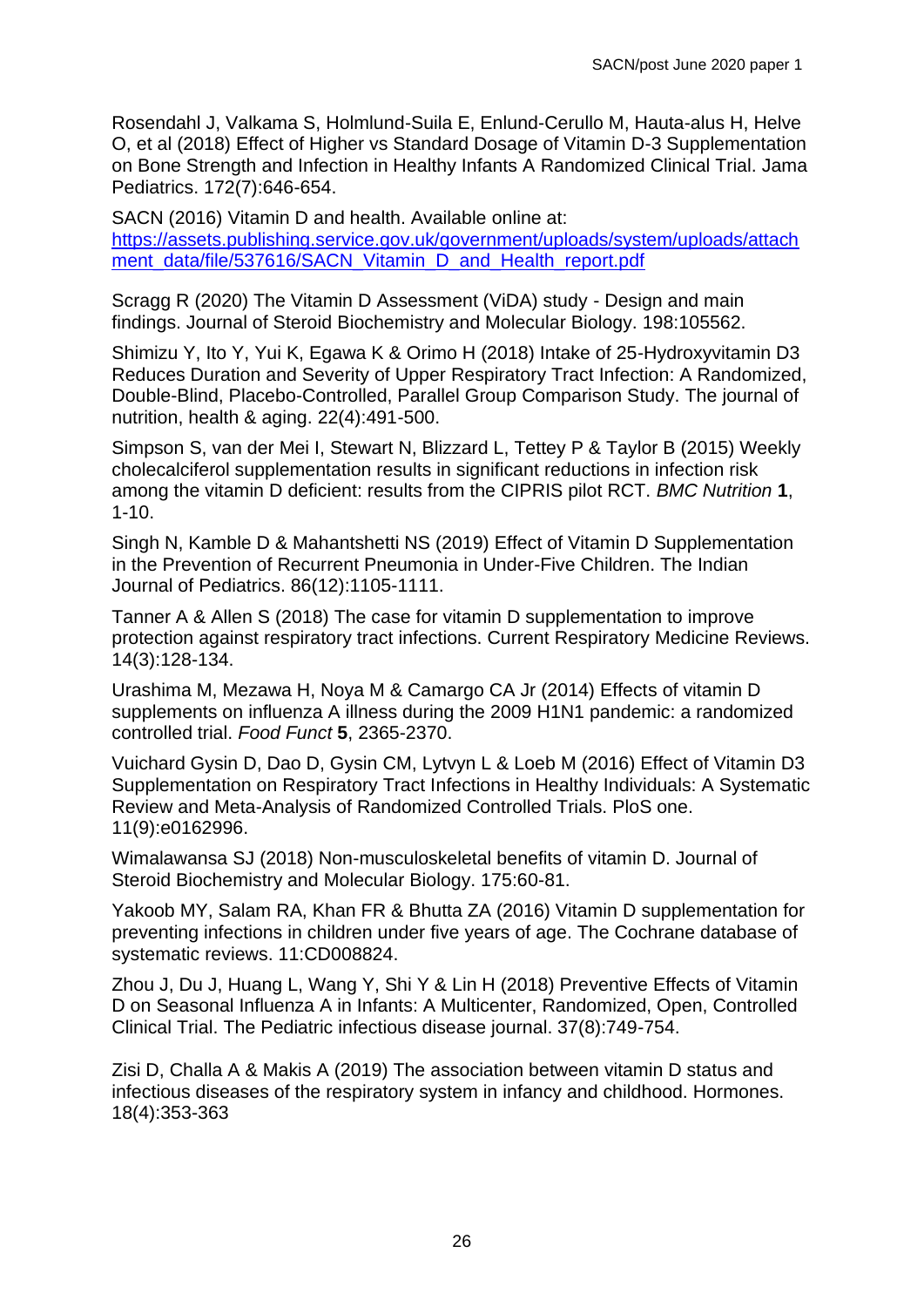Rosendahl J, Valkama S, Holmlund-Suila E, Enlund-Cerullo M, Hauta-alus H, Helve O, et al (2018) Effect of Higher vs Standard Dosage of Vitamin D-3 Supplementation on Bone Strength and Infection in Healthy Infants A Randomized Clinical Trial. Jama Pediatrics. 172(7):646-654.

SACN (2016) Vitamin D and health. Available online at: [https://assets.publishing.service.gov.uk/government/uploads/system/uploads/attachment_data/file/537616/SACN_Vitamin_D_and_Health_report.pdf](https://assets.publishing.service.gov.uk/government/uploads/system/uploads/attachment_data/file/537616/SACN_Vitamin_D_and_Health_report.pdf)

Scragg R (2020) The Vitamin D Assessment (ViDA) study - Design and main findings. Journal of Steroid Biochemistry and Molecular Biology. 198:105562.

Shimizu Y, Ito Y, Yui K, Egawa K & Orimo H (2018) Intake of 25-Hydroxyvitamin D3 Reduces Duration and Severity of Upper Respiratory Tract Infection: A Randomized, Double-Blind, Placebo-Controlled, Parallel Group Comparison Study. The journal of nutrition, health & aging. 22(4):491-500.

Simpson S, van der Mei I, Stewart N, Blizzard L, Tettey P & Taylor B (2015) Weekly cholecalciferol supplementation results in significant reductions in infection risk among the vitamin D deficient: results from the CIPRIS pilot RCT. *BMC Nutrition* **1**, 1-10.

Singh N, Kamble D & Mahantshetti NS (2019) Effect of Vitamin D Supplementation in the Prevention of Recurrent Pneumonia in Under-Five Children. The Indian Journal of Pediatrics. 86(12):1105-1111.

Tanner A & Allen S (2018) The case for vitamin D supplementation to improve protection against respiratory tract infections. Current Respiratory Medicine Reviews. 14(3):128-134.

Urashima M, Mezawa H, Noya M & Camargo CA Jr (2014) Effects of vitamin D supplements on influenza A illness during the 2009 H1N1 pandemic: a randomized controlled trial. *Food Funct* **5**, 2365-2370.

Vuichard Gysin D, Dao D, Gysin CM, Lytvyn L & Loeb M (2016) Effect of Vitamin D3 Supplementation on Respiratory Tract Infections in Healthy Individuals: A Systematic Review and Meta-Analysis of Randomized Controlled Trials. PloS one. 11(9):e0162996.

Wimalawansa SJ (2018) Non-musculoskeletal benefits of vitamin D. Journal of Steroid Biochemistry and Molecular Biology. 175:60-81.

Yakoob MY, Salam RA, Khan FR & Bhutta ZA (2016) Vitamin D supplementation for preventing infections in children under five years of age. The Cochrane database of systematic reviews. 11:CD008824.

Zhou J, Du J, Huang L, Wang Y, Shi Y & Lin H (2018) Preventive Effects of Vitamin D on Seasonal Influenza A in Infants: A Multicenter, Randomized, Open, Controlled Clinical Trial. The Pediatric infectious disease journal. 37(8):749-754.

Zisi D, Challa A & Makis A (2019) The association between vitamin D status and infectious diseases of the respiratory system in infancy and childhood. Hormones. 18(4):353-363